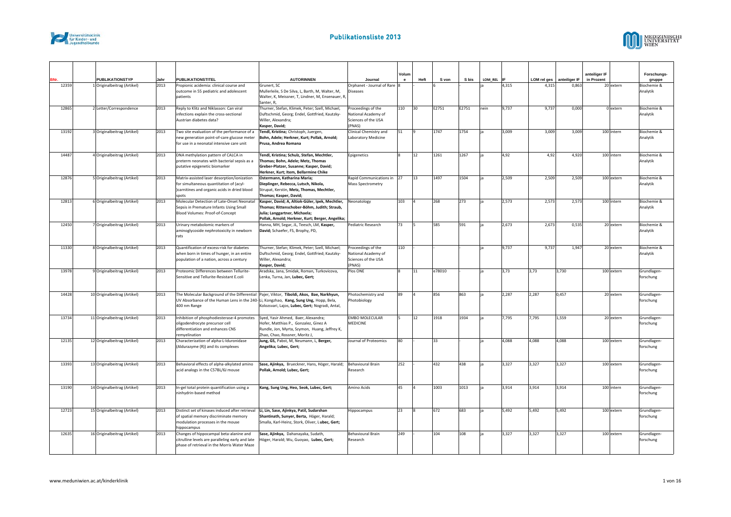# Publikationsliste 2013

| BNr. | | PUBLIKATIONSTYP | Jahr | PUBLIKATIONSTITEL | AUTORINNEN | Journal | Volume | Heft | S von | S bis | LOM_REL | IF | LOM rel ges | anteiliger IF | anteiliger IF in Prozent | | Forschungsgruppe |
|---|---|---|---|---|---|---|---|---|---|---|---|---|---|---|---|---|---|
| 12359 | 1 | Originalbeitrag (Artikel) | 2013 | Propionic acidemia: clinical course and outcome in 55 pediatric and adolescent patients | Grunert, SC Mullerleile, S De Silva, L, Barth, M, Walter, M, Walter, K, Meissner, T, Lindner, M, Ensenauer, R, Santer, R, | Orphanet - Journal of Rare Diseases | 8 | - | 6 | - | ja | 4,315 | 4,315 | 0,863 | 20 | extern | Biochemie & Analytik |
| 12865 | 2 | Letter/Correspondence | 2013 | Reply to Klitz and Niklasson: Can viral infections explain the cross-sectional Austrian diabetes data? | Thurner, Stefan; Klimek, Peter; Szell, Michael, Duftschmid, Georg; Endel, Gottfried, Kautzky-Willer, Alexandra; **Kasper, David;** | Proceedings of the National Academy of Sciences of the USA (PNAS) | 110 | 30 | E2751 | E2751 | nein | 9,737 | 9,737 | 0,000 | 0 | extern | Biochemie & Analytik |
| 13192 | 3 | Originalbeitrag (Artikel) | 2013 | Two site evaluation of the performance of a new generation point-of-care glucose meter for use in a neonatal intensive care unit | **Tendl, Kristina;** Christoph, Juergen, **Bohn, Adele; Herkner, Kurt; Pollak, Arnold; Prusa, Andrea Romana** | Clinical Chemistry and Laboratory Medicine | 51 | 9 | 1747 | 1754 | ja | 3,009 | 3,009 | 3,009 | 100 | intern | Biochemie & Analytik |
| 14487 | 4 | Originalbeitrag (Artikel) | 2013 | DNA methylation pattern of CALCA in preterm neonates with bacterial sepsis as a putative epigenetic biomarker | **Tendl, Kristina; Schulz, Stefan, Mechtler, Thomas; Bohn, Adele; Metz, Thomas Greber-Platzer, Susanne; Kasper, David; Herkner, Kurt; Item, Bellarmine Chike** | Epigenetics | 8 | 12 | 1261 | 1267 | ja | 4,92 | 4,92 | 4,920 | 100 | intern | Biochemie & Analytik |
| 12876 | 5 | Originalbeitrag (Artikel) | 2013 | Matrix-assisted laser desorption/ionization for simultaneous quantitation of (acyl-)carnitines and organic acids in dried blood spots | **Ostermann, Katharina Maria; Dieplinger, Rebecca, Lutsch, Nikola,** Strupat, Kerstin, **Metz, Thomas, Mechtler, Thomas; Kasper, David;** | Rapid Communications in Mass Spectrometry | 27 | 13 | 1497 | 1504 | ja | 2,509 | 2,509 | 2,509 | 100 | extern | Biochemie & Analytik |
| 12813 | 6 | Originalbeitrag (Artikel) | 2013 | Molecular Detection of Late-Onset Neonatal Sepsis in Premature Infants Using Small Blood Volumes: Proof-of-Concept | **Kasper, David; A, Altiok-Güler, Ipek, Mechtler, Thomas; Rittenschober-Böhm, Judith; Straub, Julia; Langgartner, Michaela; Pollak, Arnold; Herkner, Kurt; Berger, Angelika;** | Neonatology | 103 | 4 | 268 | 273 | ja | 2,573 | 2,573 | 2,573 | 100 | intern | Biochemie & Analytik |
| 12450 | 7 | Originalbeitrag (Artikel) | 2013 | Urinary metabolomic markers of aminoglycoside nephrotoxicity in newborn rats | Hanna, MH, Segar, JL, Teesch, LM, **Kasper, David;** Schaefer, FS, Brophy, PD, | Pediatric Research | 73 | 5 | 585 | 591 | ja | 2,673 | 2,673 | 0,535 | 20 | extern | Biochemie & Analytik |
| 11330 | 8 | Originalbeitrag (Artikel) | 2013 | Quantification of excess-risk for diabetes when born in times of hunger, in an entire population of a nation, across a century | Thurner, Stefan; Klimek, Peter; Szell, Michael; Duftschmid, Georg; Endel, Gottfried; Kautzky-Willer, Alexandra; **Kasper, David;** | Proceedings of the National Academy of Sciences of the USA (PNAS) | 110 | - | - | - | ja | 9,737 | 9,737 | 1,947 | 20 | extern | Biochemie & Analytik |
| 13978 | 9 | Originalbeitrag (Artikel) | 2013 | Proteomic Differences between Tellurite-Sensitive and Tellurite-Resistant E.coli | Aradska, Jana, Smidak, Roman, Turkovicova, Lenka, Turna, Jan, **Lubec, Gert;** | Plos ONE | 8 | 11 | e78010 | - | ja | 3,73 | 3,73 | 3,730 | 100 | extern | Grundlagenforschung |
| 14428 | 10 | Originalbeitrag (Artikel) | 2013 | The Molecular Background of the Differential UV Absorbance of the Human Lens in the 240-400 nm Range | Pajer, Viktor, **Tiboldi, Akos, Bae, Narkhyun,** Li, Kongzhao, **Kang, Sung Ung,** Hopp, Bela, Kolozsvari, Lajos, **Lubec, Gert;** Nogradi, Antal, | Photochemistry and Photobiology | 89 | 4 | 856 | 863 | ja | 2,287 | 2,287 | 0,457 | 20 | extern | Grundlagenforschung |
| 13734 | 11 | Originalbeitrag (Artikel) | 2013 | Inhibition of phosphodiesterase-4 promotes oligodendrocyte precursor cell differentiation and enhances CNS remyelination | Syed, Yasir Ahmed, Baer, Alexandra; Hofer, Matthias P., Gonzalez, Ginez A Rundle, Jon, Myrta, Szymon, Huang, Jeffrey K, Zhao, Chao, Rossner, Moritz J, | EMBO MOLECULAR MEDICINE | 5 | 12 | 1918 | 1934 | ja | 7,795 | 7,795 | 1,559 | 20 | extern | Grundlagenforschung |
| 12135 | 12 | Originalbeitrag (Artikel) | 2013 | Characterization of alpha-L-Iduronidase (Aldurazyme (R)) and its complexes | **Jung, GS,** Pabst, M, Neumann, L, **Berger, Angelika; Lubec, Gert;** | Journal of Proteomics | 80 | - | 33 | - | ja | 4,088 | 4,088 | 4,088 | 100 | extern | Grundlagenforschung |
| 13393 | 13 | Originalbeitrag (Artikel) | 2013 | Behavioral effects of alpha-alkylated amino acid analogs in the C57BL/6J mouse | **Sase, Ajinkya,** Brueckner, Hans, Höger, Harald; **Pollak, Arnold; Lubec, Gert;** | Behavioural Brain Research | 252 | - | 432 | 438 | ja | 3,327 | 3,327 | 3,327 | 100 | extern | Grundlagenforschung |
| 13190 | 14 | Originalbeitrag (Artikel) | 2013 | In-gel total protein quantification using a ninhydrin-based method | **Kang, Sung Ung, Heo, Seok, Lubec, Gert;** | Amino Acids | 45 | 4 | 1003 | 1013 | ja | 3,914 | 3,914 | 3,914 | 100 | intern | Grundlagenforschung |
| 12723 | 15 | Originalbeitrag (Artikel) | 2013 | Distinct set of kinases induced after retrieval of spatial memory discriminate memory modulation processes in the mouse hippocampus | **Li, Lin, Sase, Ajinkya, Patil, Sudarshan Shantinath, Sunyer, Berta,** Höger, Harald; Smalla, Karl-Heinz, Stork, Oliver, **Lubec, Gert;** | Hippocampus | 23 | 8 | 672 | 683 | ja | 5,492 | 5,492 | 5,492 | 100 | extern | Grundlagenforschung |
| 12635 | 16 | Originalbeitrag (Artikel) | 2013 | Changes of hippocampal beta-alanine and citrulline levels are paralleling early and late phase of retrieval in the Morris Water Maze | **Sase, Ajinkya,** Dahanayaka, Sudath, Höger, Harald; Wu, Guoyao, **Lubec, Gert;** | Behavioural Brain Research | 249 | - | 104 | 108 | ja | 3,327 | 3,327 | 3,327 | 100 | extern | Grundlagenforschung |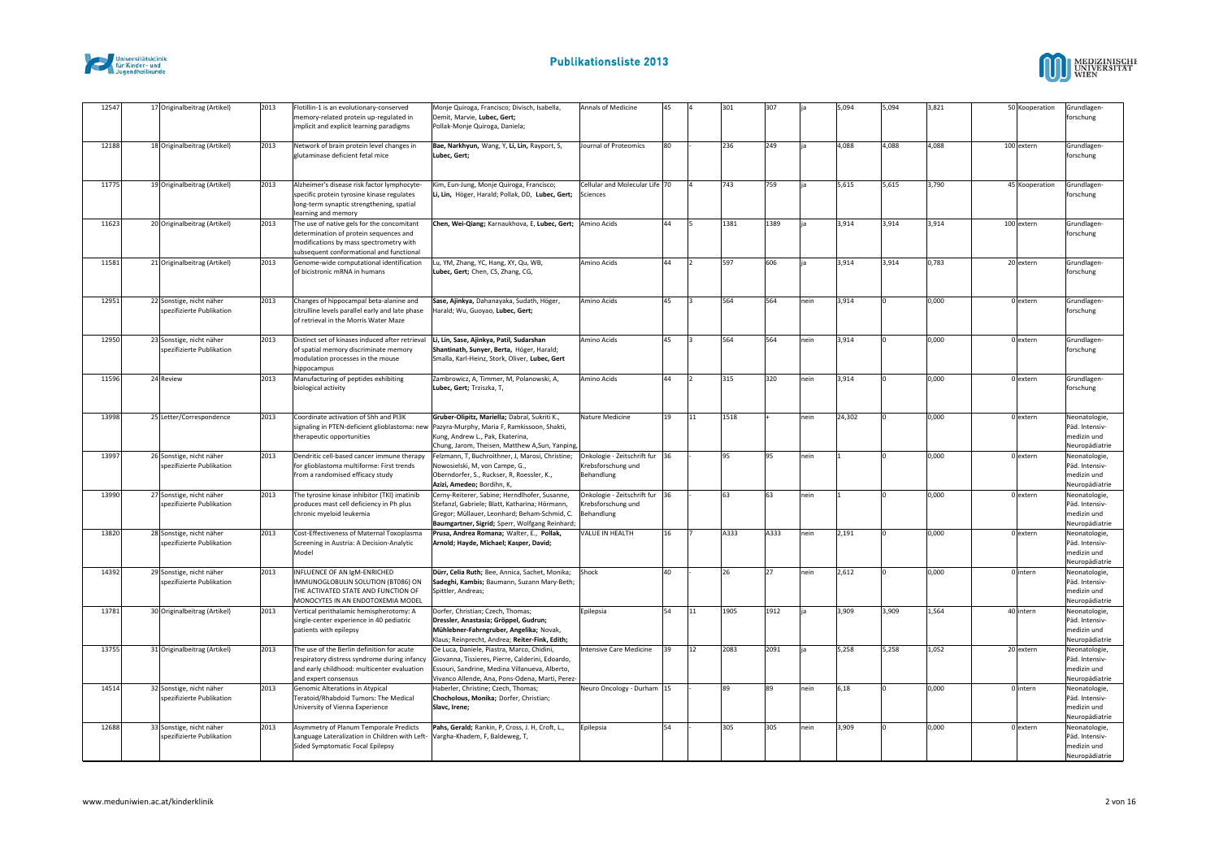# Publikationsliste 2013

| | | | | | | | | | | | | | | | | | |
|---|---|---|---|---|---|---|---|---|---|---|---|---|---|---|---|---|---|
| 12547 | 17 | Originalbeitrag (Artikel) | 2013 | Flotillin-1 is an evolutionary-conserved memory-related protein up-regulated in implicit and explicit learning paradigms | Monje Quiroga, Francisco; Divisch, Isabella, Demit, Marvie, **Lubec, Gert;** Pollak-Monje Quiroga, Daniela; | Annals of Medicine | 45 | 4 | 301 | 307 | ja | 5,094 | 5,094 | 3,821 | 50 | Kooperation | Grundlagen-forschung |
| 12188 | 18 | Originalbeitrag (Artikel) | 2013 | Network of brain protein level changes in glutaminase deficient fetal mice | **Bae, Narkhyun,** Wang, Y, **Li, Lin,** Rayport, S, **Lubec, Gert;** | Journal of Proteomics | 80 | - | 236 | 249 | ja | 4,088 | 4,088 | 4,088 | 100 | extern | Grundlagen-forschung |
| 11775 | 19 | Originalbeitrag (Artikel) | 2013 | Alzheimer's disease risk factor lymphocyte-specific protein tyrosine kinase regulates long-term synaptic strengthening, spatial learning and memory | Kim, Eun-Jung, Monje Quiroga, Francisco; **Li, Lin,** Höger, Harald; Pollak, DD, **Lubec, Gert;** | Cellular and Molecular Life Sciences | 70 | 4 | 743 | 759 | ja | 5,615 | 5,615 | 3,790 | 45 | Kooperation | Grundlagen-forschung |
| 11623 | 20 | Originalbeitrag (Artikel) | 2013 | The use of native gels for the concomitant determination of protein sequences and modifications by mass spectrometry with subsequent conformational and functional | **Chen, Wei-Qiang;** Karnaukhova, E, **Lubec, Gert;** | Amino Acids | 44 | 5 | 1381 | 1389 | ja | 3,914 | 3,914 | 3,914 | 100 | extern | Grundlagen-forschung |
| 11581 | 21 | Originalbeitrag (Artikel) | 2013 | Genome-wide computational identification of bicistronic mRNA in humans | Lu, YM, Zhang, YC, Hang, XY, Qu, WB, **Lubec, Gert;** Chen, CS, Zhang, CG, | Amino Acids | 44 | 2 | 597 | 606 | ja | 3,914 | 3,914 | 0,783 | 20 | extern | Grundlagen-forschung |
| 12951 | 22 | Sonstige, nicht näher spezifizierte Publikation | 2013 | Changes of hippocampal beta-alanine and citrulline levels parallel early and late phase of retrieval in the Morris Water Maze | **Sase, Ajinkya,** Dahanayaka, Sudath, Höger, Harald; Wu, Guoyao, **Lubec, Gert;** | Amino Acids | 45 | 3 | 564 | 564 | nein | 3,914 | 0 | 0,000 | 0 | extern | Grundlagen-forschung |
| 12950 | 23 | Sonstige, nicht näher spezifizierte Publikation | 2013 | Distinct set of kinases induced after retrieval of spatial memory discriminate memory modulation processes in the mouse hippocampus | **Li, Lin, Sase, Ajinkya, Patil, Sudarshan Shantinath, Sunyer, Berta,** Höger, Harald; Smalla, Karl-Heinz, Stork, Oliver, **Lubec, Gert** | Amino Acids | 45 | 3 | 564 | 564 | nein | 3,914 | 0 | 0,000 | 0 | extern | Grundlagen-forschung |
| 11596 | 24 | Review | 2013 | Manufacturing of peptides exhibiting biological activity | Zambrowicz, A, Timmer, M, Polanowski, A, **Lubec, Gert;** Trziszka, T, | Amino Acids | 44 | 2 | 315 | 320 | nein | 3,914 | 0 | 0,000 | 0 | extern | Grundlagen-forschung |
| 13998 | 25 | Letter/Correspondence | 2013 | Coordinate activation of Shh and PI3K signaling in PTEN-deficient glioblastoma: new therapeutic opportunities | **Gruber-Olipitz, Mariella;** Dabral, Sukriti K., Pazyra-Murphy, Maria F, Ramkissoon, Shakti, Kung, Andrew L., Pak, Ekaterina, Chung, Jarom, Theisen, Matthew A,Sun, Yanping, | Nature Medicine | 19 | 11 | 1518 | + | nein | 24,302 | 0 | 0,000 | 0 | extern | Neonatologie, Päd. Intensiv-medizin und Neuropädiatrie |
| 13997 | 26 | Sonstige, nicht näher spezifizierte Publikation | 2013 | Dendritic cell-based cancer immune therapy for glioblastoma multiforme: First trends from a randomised efficacy study | Felzmann, T, Buchroithner, J, Marosi, Christine; Nowosielski, M, von Campe, G., Oberndorfer, S., Ruckser, R, Roessler, K., **Azizi, Amedeo;** Bordihn, K, | Onkologie - Zeitschrift fur Krebsforschung und Behandlung | 36 | - | 95 | 95 | nein | 1 | 0 | 0,000 | 0 | extern | Neonatologie, Päd. Intensiv-medizin und Neuropädiatrie |
| 13990 | 27 | Sonstige, nicht näher spezifizierte Publikation | 2013 | The tyrosine kinase inhibitor (TKI) imatinib produces mast cell deficiency in Ph plus chronic myeloid leukemia | Cerny-Reiterer, Sabine; Herndlhofer, Susanne, Stefanzl, Gabriele; Blatt, Katharina; Hörmann, Gregor; Müllauer, Leonhard; Beham-Schmid, C. **Baumgartner, Sigrid;** Sperr, Wolfgang Reinhard; | Onkologie - Zeitschrift fur Krebsforschung und Behandlung | 36 | - | 63 | 63 | nein | 1 | 0 | 0,000 | 0 | extern | Neonatologie, Päd. Intensiv-medizin und Neuropädiatrie |
| 13820 | 28 | Sonstige, nicht näher spezifizierte Publikation | 2013 | Cost-Effectiveness of Maternal Toxoplasma Screening in Austria: A Decision-Analytic Model | **Prusa, Andrea Romana;** Walter, E., **Pollak, Arnold; Hayde, Michael; Kasper, David;** | VALUE IN HEALTH | 16 | 7 | A333 | A333 | nein | 2,191 | 0 | 0,000 | 0 | extern | Neonatologie, Päd. Intensiv-medizin und Neuropädiatrie |
| 14392 | 29 | Sonstige, nicht näher spezifizierte Publikation | 2013 | INFLUENCE OF AN IgM-ENRICHED IMMUNOGLOBULIN SOLUTION (BT086) ON THE ACTIVATED STATE AND FUNCTION OF MONOCYTES IN AN ENDOTOXEMIA MODEL | **Dürr, Celia Ruth;** Bee, Annica, Sachet, Monika; **Sadeghi, Kambis;** Baumann, Suzann Mary-Beth; Spittler, Andreas; | Shock | 40 | - | 26 | 27 | nein | 2,612 | 0 | 0,000 | 0 | intern | Neonatologie, Päd. Intensiv-medizin und Neuropädiatrie |
| 13781 | 30 | Originalbeitrag (Artikel) | 2013 | Vertical perithalamic hemispherotomy: A single-center experience in 40 pediatric patients with epilepsy | Dorfer, Christian; Czech, Thomas; **Dressler, Anastasia; Gröppel, Gudrun; Mühlebner-Fahrngruber, Angelika;** Novak, Klaus; Reinprecht, Andrea; **Reiter-Fink, Edith;** | Epilepsia | 54 | 11 | 1905 | 1912 | ja | 3,909 | 3,909 | 1,564 | 40 | intern | Neonatologie, Päd. Intensiv-medizin und Neuropädiatrie |
| 13755 | 31 | Originalbeitrag (Artikel) | 2013 | The use of the Berlin definition for acute respiratory distress syndrome during infancy and early childhood: multicenter evaluation and expert consensus | De Luca, Daniele, Piastra, Marco, Chidini, Giovanna, Tissieres, Pierre, Calderini, Edoardo, Essouri, Sandrine, Medina Villanueva, Alberto, Vivanco Allende, Ana, Pons-Odena, Marti, Perez- | Intensive Care Medicine | 39 | 12 | 2083 | 2091 | ja | 5,258 | 5,258 | 1,052 | 20 | extern | Neonatologie, Päd. Intensiv-medizin und Neuropädiatrie |
| 14514 | 32 | Sonstige, nicht näher spezifizierte Publikation | 2013 | Genomic Alterations in Atypical Teratoid/Rhabdoid Tumors: The Medical University of Vienna Experience | Haberler, Christine; Czech, Thomas; **Chocholous, Monika;** Dorfer, Christian; **Slavc, Irene;** | Neuro Oncology - Durham | 15 | - | 89 | 89 | nein | 6,18 | 0 | 0,000 | 0 | intern | Neonatologie, Päd. Intensiv-medizin und Neuropädiatrie |
| 12688 | 33 | Sonstige, nicht näher spezifizierte Publikation | 2013 | Asymmetry of Planum Temporale Predicts Language Lateralization in Children with Left-Sided Symptomatic Focal Epilepsy | **Pahs, Gerald;** Rankin, P, Cross, J. H, Croft, L., Vargha-Khadem, F, Baldeweg, T, | Epilepsia | 54 | - | 305 | 305 | nein | 3,909 | 0 | 0,000 | 0 | extern | Neonatologie, Päd. Intensiv-medizin und Neuropädiatrie |

www.meduniwien.ac.at/kinderklinik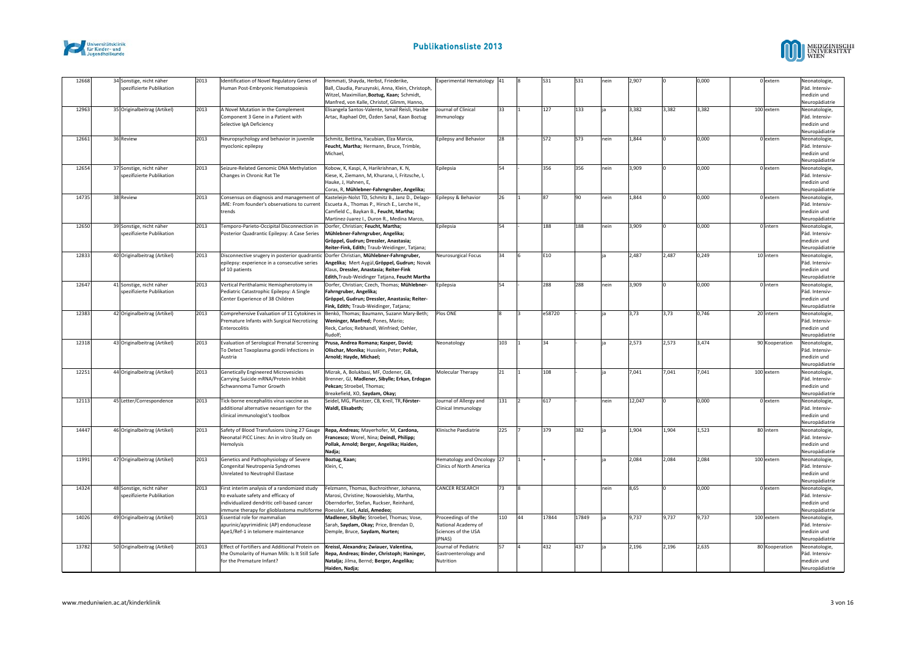# Publikationsliste 2013

| | | | | | | | | | | | | | | | | |
|---|---|---|---|---|---|---|---|---|---|---|---|---|---|---|---|---|
| 12668 | 34 | Sonstige, nicht näher spezifizierte Publikation | 2013 | Identification of Novel Regulatory Genes of Human Post-Embryonic Hematopoiesis | Hemmati, Shayda, Herbst, Friederike, Ball, Claudia, Paruzynski, Anna, Klein, Christoph, Witzel, Maximilian,**Boztug, Kaan;** Schmidt, Manfred, von Kalle, Christof, Glimm, Hanno, | Experimental Hematology | 41 | 8 | S31 | S31 | nein | 2,907 | 0 | 0,000 | 0 | extern | Neonatologie, Päd. Intensiv-medizin und Neuropädiatrie |
| 12963 | 35 | Originalbeitrag (Artikel) | 2013 | A Novel Mutation in the Complement Component 3 Gene in a Patient with Selective IgA Deficiency | Elisangela Santos-Valente, Ismail Reisli, Hasibe Artac, Raphael Ott, Özden Sanal, Kaan Boztug | Journal of Clinical Immunology | 33 | 1 | 127 | 133 | ja | 3,382 | 3,382 | 3,382 | 100 | extern | Neonatologie, Päd. Intensiv-medizin und Neuropädiatrie |
| 12661 | 36 | Review | 2013 | Neuropsychology and behavior in juvenile myoclonic epilepsy | Schmitz, Bettina, Yacubian, Elza Marcia, **Feucht, Martha;** Hermann, Bruce, Trimble, Michael, | Epilepsy and Behavior | 28 | - | S72 | S73 | nein | 1,844 | 0 | 0,000 | 0 | extern | Neonatologie, Päd. Intensiv-medizin und Neuropädiatrie |
| 12654 | 37 | Sonstige, nicht näher spezifizierte Publikation | 2013 | Seizure-Related Genomic DNA Methylation Changes in Chronic Rat Tle | Kobow, K, Kaspi, A, Harikrishnan, K. N, Kiese, K, Ziemann, M, Khurana, I, Fritzsche, I, Hauke, J, Hahnen, E, Coras, R, **Mühlebner-Fahrngruber, Angelika;** | Epilepsia | 54 | - | 356 | 356 | nein | 3,909 | 0 | 0,000 | 0 | extern | Neonatologie, Päd. Intensiv-medizin und Neuropädiatrie |
| 14735 | 38 | Review | 2013 | Consensus on diagnosis and management of JME: From founder's observations to current trends | Kasteleijn-Nolst TD, Schmitz B., Janz D., Delago-Escueta A., Thomas P., Hirsch E., Lerche H., Camfield C., Baykan B., **Feucht, Martha;** Martinez-Juarez I., Duron R., Medina Marco, | Epilepsy & Behavior | 26 | 1 | 87 | 90 | nein | 1,844 | 0 | 0,000 | 0 | extern | Neonatologie, Päd. Intensiv-medizin und Neuropädiatrie |
| 12650 | 39 | Sonstige, nicht näher spezifizierte Publikation | 2013 | Temporo-Parieto-Occipital Disconnection in Posterior Quadrantic Epilepsy: A Case Series | Dorfer, Christian; **Feucht, Martha; Mühlebner-Fahrngruber, Angelika; Gröppel, Gudrun; Dressler, Anastasia; Reiter-Fink, Edith;** Traub-Weidinger, Tatjana; | Epilepsia | 54 | - | 188 | 188 | nein | 3,909 | 0 | 0,000 | 0 | intern | Neonatologie, Päd. Intensiv-medizin und Neuropädiatrie |
| 12833 | 40 | Originalbeitrag (Artikel) | 2013 | Disconnective srugery in posterior quadrantic epilepsy: experience in a consecutive series of 10 patients | Dorfer Christian, **Mühlebner-Fahrngruber, Angelika;** Mert Aygül,**Gröppel, Gudrun;** Novak Klaus, **Dressler, Anastasia; Reiter-Fink Edith,**Traub-Weidinger Tatjana, **Feucht Martha** | Neurosurgical Focus | 34 | 6 | E10 | | ja | 2,487 | 2,487 | 0,249 | 10 | intern | Neonatologie, Päd. Intensiv-medizin und Neuropädiatrie |
| 12647 | 41 | Sonstige, nicht näher spezifizierte Publikation | 2013 | Vertical Perithalamic Hemispherotomy in Pediatric Catastrophic Epilepsy: A Single Center Experience of 38 Children | Dorfer, Christian; Czech, Thomas; **Mühlebner-Fahrngruber, Angelika; Gröppel, Gudrun; Dressler, Anastasia; Reiter-Fink, Edith;** Traub-Weidinger, Tatjana; | Epilepsia | 54 | - | 288 | 288 | nein | 3,909 | 0 | 0,000 | 0 | intern | Neonatologie, Päd. Intensiv-medizin und Neuropädiatrie |
| 12383 | 42 | Originalbeitrag (Artikel) | 2013 | Comprehensive Evaluation of 11 Cytokines in Premature Infants with Surgical Necrotizing Enterocolitis | Benkö, Thomas; Baumann, Suzann Mary-Beth; **Weninger, Manfred;** Pones, Mario; Reck, Carlos; Rebhandl, Winfried; Oehler, Rudolf; | Plos ONE | 8 | 3 | e58720 | - | ja | 3,73 | 3,73 | 0,746 | 20 | intern | Neonatologie, Päd. Intensiv-medizin und Neuropädiatrie |
| 12318 | 43 | Originalbeitrag (Artikel) | 2013 | Evaluation of Serological Prenatal Screening To Detect Toxoplasma gondii Infections in Austria | **Prusa, Andrea Romana; Kasper, David; Olischar, Monika;** Husslein, Peter; **Pollak, Arnold; Hayde, Michael;** | Neonatology | 103 | 1 | 34 | - | ja | 2,573 | 2,573 | 3,474 | 90 | Kooperation | Neonatologie, Päd. Intensiv-medizin und Neuropädiatrie |
| 12251 | 44 | Originalbeitrag (Artikel) | 2013 | Genetically Engineered Microvesicles Carrying Suicide mRNA/Protein Inhibit Schwannoma Tumor Growth | Mizrak, A, Bolukbasi, MF, Ozdener, GB, Brenner, GJ, **Madlener, Sibylle; Erkan, Erdogan Pekcan;** Stroebel, Thomas; Breakefield, XO, **Saydam, Okay;** | Molecular Therapy | 21 | 1 | 108 | - | ja | 7,041 | 7,041 | 7,041 | 100 | extern | Neonatologie, Päd. Intensiv-medizin und Neuropädiatrie |
| 12113 | 45 | Letter/Correspondence | 2013 | Tick-borne encephalitis virus vaccine as additional alternative neoantigen for the clinical immunologist's toolbox | Seidel, MG, Planitzer, CB, Kreil, TR,**Förster-Waldl, Elisabeth;** | Journal of Allergy and Clinical Immunology | 131 | 2 | 617 | - | nein | 12,047 | 0 | 0,000 | 0 | extern | Neonatologie, Päd. Intensiv-medizin und Neuropädiatrie |
| 14447 | 46 | Originalbeitrag (Artikel) | 2013 | Safety of Blood Transfusions Using 27 Gauge Neonatal PICC Lines: An in vitro Study on Hemolysis | **Repa, Andreas;** Mayerhofer, M, **Cardona, Francesco;** Worel, Nina; **Deindl, Philipp; Pollak, Arnold; Berger, Angelika; Haiden, Nadja;** | Klinische Paediatrie | 225 | 7 | 379 | 382 | ja | 1,904 | 1,904 | 1,523 | 80 | intern | Neonatologie, Päd. Intensiv-medizin und Neuropädiatrie |
| 11991 | 47 | Originalbeitrag (Artikel) | 2013 | Genetics and Pathophysiology of Severe Congenital Neutropenia Syndromes Unrelated to Neutrophil Elastase | **Boztug, Kaan;** Klein, C, | Hematology and Oncology Clinics of North America | 27 | 1 | + | - | ja | 2,084 | 2,084 | 2,084 | 100 | extern | Neonatologie, Päd. Intensiv-medizin und Neuropädiatrie |
| 14324 | 48 | Sonstige, nicht näher spezifizierte Publikation | 2013 | First interim analysis of a randomized study to evaluate safety and efficacy of individualized dendritic cell-based cancer immune therapy for glioblastoma multiforme | Felzmann, Thomas, Buchroithner, Johanna, Marosi, Christine; Nowosielsky, Martha, Oberndorfer, Stefan, Ruckser, Reinhard, Roessler, Karl, **Azizi, Amedeo;** | CANCER RESEARCH | 73 | 8 | | - | nein | 8,65 | 0 | 0,000 | 0 | extern | Neonatologie, Päd. Intensiv-medizin und Neuropädiatrie |
| 14026 | 49 | Originalbeitrag (Artikel) | 2013 | Essential role for mammalian apurinic/apyrimidinic (AP) endonuclease Ape1/Ref-1 in telomere maintenance | **Madlener, Sibylle;** Stroebel, Thomas; Vose, Sarah, **Saydam, Okay;** Price, Brendan D, Demple, Bruce, **Saydam, Nurten;** | Proceedings of the National Academy of Sciences of the USA (PNAS) | 110 | 44 | 17844 | 17849 | ja | 9,737 | 9,737 | 9,737 | 100 | extern | Neonatologie, Päd. Intensiv-medizin und Neuropädiatrie |
| 13782 | 50 | Originalbeitrag (Artikel) | 2013 | Effect of Fortifiers and Additional Protein on the Osmolarity of Human Milk: Is It Still Safe for the Premature Infant? | **Kreissl, Alexandra; Zwiauer, Valentina, Repa, Andreas; Binder, Christoph; Haninger, Natalja;** Jilma, Bernd; **Berger, Angelika; Haiden, Nadja;** | Journal of Pediatric Gastroenterology and Nutrition | 57 | 4 | 432 | 437 | ja | 2,196 | 2,196 | 2,635 | 80 | Kooperation | Neonatologie, Päd. Intensiv-medizin und Neuropädiatrie |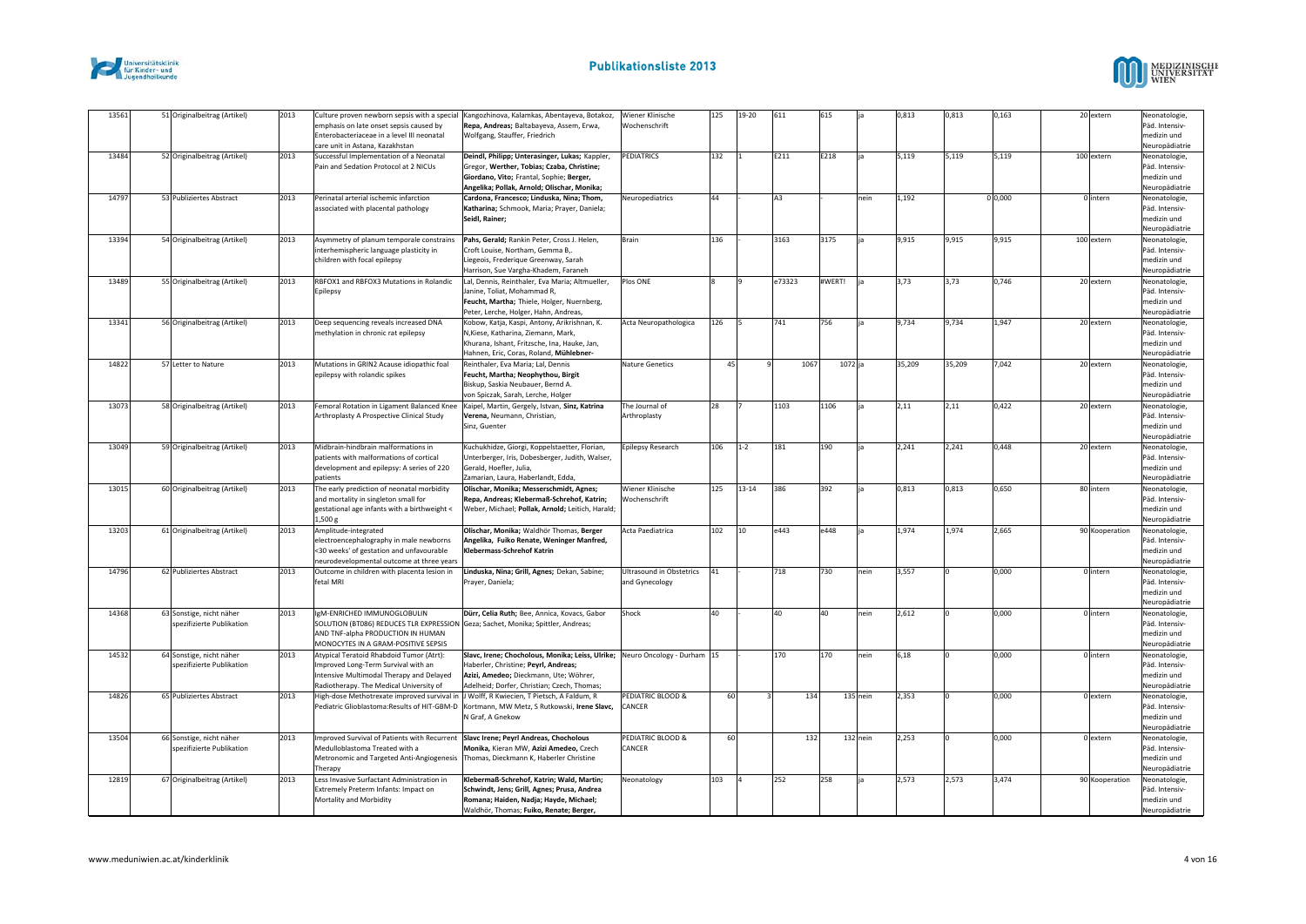| | | | | | | | | | | | | | | | | | |
|---|---|---|---|---|---|---|---|---|---|---|---|---|---|---|---|---|---|
| 13561 | 51 | Originalbeitrag (Artikel) | 2013 | Culture proven newborn sepsis with a special emphasis on late onset sepsis caused by Enterobacteriaceae in a level III neonatal care unit in Astana, Kazakhstan | Kangozhinova, Kalamkas, Abentayeva, Botakoz, **Repa, Andreas;** Baltabayeva, Assem, Erwa, Wolfgang, Stauffer, Friedrich | Wiener Klinische Wochenschrift | 125 | 19-20 | 611 | 615 | ja | 0,813 | 0,813 | 0,163 | 20 | extern | Neonatologie, Päd. Intensiv-medizin und Neuropädiatrie |
| 13484 | 52 | Originalbeitrag (Artikel) | 2013 | Successful Implementation of a Neonatal Pain and Sedation Protocol at 2 NICUs | **Deindl, Philipp; Unterasinger, Lukas;** Kappler, Gregor, **Werther, Tobias; Czaba, Christine; Giordano, Vito;** Frantal, Sophie; **Berger, Angelika; Pollak, Arnold; Olischar, Monika;** | PEDIATRICS | 132 | 1 | E211 | E218 | ja | 5,119 | 5,119 | 5,119 | 100 | extern | Neonatologie, Päd. Intensiv-medizin und Neuropädiatrie |
| 14797 | 53 | Publiziertes Abstract | 2013 | Perinatal arterial ischemic infarction associated with placental pathology | **Cardona, Francesco; Linduska, Nina; Thom, Katharina;** Schmook, Maria; Prayer, Daniela; **Seidl, Rainer;** | Neuropediatrics | 44 | - | A3 | - | nein | 1,192 | 0 | 0,000 | 0 | intern | Neonatologie, Päd. Intensiv-medizin und Neuropädiatrie |
| 13394 | 54 | Originalbeitrag (Artikel) | 2013 | Asymmetry of planum temporale constrains interhemispheric language plasticity in children with focal epilepsy | **Pahs, Gerald;** Rankin Peter, Cross J. Helen, Croft Louise, Northam, Gemma B,. Liegeois, Frederique Greenway, Sarah Harrison, Sue Vargha-Khadem, Faraneh | Brain | 136 | - | 3163 | 3175 | ja | 9,915 | 9,915 | 9,915 | 100 | extern | Neonatologie, Päd. Intensiv-medizin und Neuropädiatrie |
| 13489 | 55 | Originalbeitrag (Artikel) | 2013 | RBFOX1 and RBFOX3 Mutations in Rolandic Epilepsy | Lal, Dennis, Reinthaler, Eva Maria; Altmueller, Janine, Toliat, Mohammad R, **Feucht, Martha;** Thiele, Holger, Nuernberg, Peter, Lerche, Holger, Hahn, Andreas, | Plos ONE | 8 | 9 | e73323 | #WERT! | ja | 3,73 | 3,73 | 0,746 | 20 | extern | Neonatologie, Päd. Intensiv-medizin und Neuropädiatrie |
| 13341 | 56 | Originalbeitrag (Artikel) | 2013 | Deep sequencing reveals increased DNA methylation in chronic rat epilepsy | Kobow, Katja, Kaspi, Antony, Arikrishnan, K. N,Kiese, Katharina, Ziemann, Mark, Khurana, Ishant, Fritzsche, Ina, Hauke, Jan, Hahnen, Eric, Coras, Roland, **Mühlebner-** | Acta Neuropathologica | 126 | 5 | 741 | 756 | ja | 9,734 | 9,734 | 1,947 | 20 | extern | Neonatologie, Päd. Intensiv-medizin und Neuropädiatrie |
| 14822 | 57 | Letter to Nature | 2013 | Mutations in GRIN2 Acause idiopathic foal epilepsy with rolandic spikes | Reinthaler, Eva Maria; Lal, Dennis **Feucht, Martha; Neophythou, Birgit** Biskup, Saskia Neubauer, Bernd A. von Spiczak, Sarah, Lerche, Holger | Nature Genetics | 45 | 9 | 1067 | 1072 | ja | 35,209 | 35,209 | 7,042 | 20 | extern | Neonatologie, Päd. Intensiv-medizin und Neuropädiatrie |
| 13073 | 58 | Originalbeitrag (Artikel) | 2013 | Femoral Rotation in Ligament Balanced Knee Arthroplasty A Prospective Clinical Study | Kaipel, Martin, Gergely, Istvan, **Sinz, Katrina Verena,** Neumann, Christian, Sinz, Guenter | The Journal of Arthroplasty | 28 | 7 | 1103 | 1106 | ja | 2,11 | 2,11 | 0,422 | 20 | extern | Neonatologie, Päd. Intensiv-medizin und Neuropädiatrie |
| 13049 | 59 | Originalbeitrag (Artikel) | 2013 | Midbrain-hindbrain malformations in patients with malformations of cortical development and epilepsy: A series of 220 patients | Kuchukhidze, Giorgi, Koppelstaetter, Florian, Unterberger, Iris, Dobesberger, Judith, Walser, Gerald, Hoefler, Julia, Zamarian, Laura, Haberlandt, Edda, | Epilepsy Research | 106 | 1-2 | 181 | 190 | ja | 2,241 | 2,241 | 0,448 | 20 | extern | Neonatologie, Päd. Intensiv-medizin und Neuropädiatrie |
| 13015 | 60 | Originalbeitrag (Artikel) | 2013 | The early prediction of neonatal morbidity and mortality in singleton small for gestational age infants with a birthweight < 1,500 g | **Olischar, Monika;** Messerschmidt, Agnes; **Repa, Andreas; Klebermaß-Schrehof, Katrin;** Weber, Michael; **Pollak, Arnold;** Leitich, Harald; | Wiener Klinische Wochenschrift | 125 | 13-14 | 386 | 392 | ja | 0,813 | 0,813 | 0,650 | 80 | intern | Neonatologie, Päd. Intensiv-medizin und Neuropädiatrie |
| 13203 | 61 | Originalbeitrag (Artikel) | 2013 | Amplitude-integrated electroencephalography in male newborns <30 weeks' of gestation and unfavourable neurodevelopmental outcome at three years | **Olischar, Monika;** Waldhör Thomas, **Berger Angelika, Fuiko Renate, Weninger Manfred, Klebermass-Schrehof Katrin** | Acta Paediatrica | 102 | 10 | e443 | e448 | ja | 1,974 | 1,974 | 2,665 | 90 | Kooperation | Neonatologie, Päd. Intensiv-medizin und Neuropädiatrie |
| 14796 | 62 | Publiziertes Abstract | 2013 | Outcome in children with placenta lesion in fetal MRI | **Linduska, Nina; Grill, Agnes;** Dekan, Sabine; Prayer, Daniela; | Ultrasound in Obstetrics and Gynecology | 41 | | 718 | 730 | nein | 3,557 | 0 | 0,000 | 0 | intern | Neonatologie, Päd. Intensiv-medizin und Neuropädiatrie |
| 14368 | 63 | Sonstige, nicht näher spezifizierte Publikation | 2013 | IgM-ENRICHED IMMUNOGLOBULIN SOLUTION (BT086) REDUCES TLR EXPRESSION AND TNF-alpha PRODUCTION IN HUMAN MONOCYTES IN A GRAM-POSITIVE SEPSIS | **Dürr, Celia Ruth;** Bee, Annica, Kovacs, Gabor Geza; Sachet, Monika; Spittler, Andreas; | Shock | 40 | - | 40 | 40 | nein | 2,612 | 0 | 0,000 | 0 | intern | Neonatologie, Päd. Intensiv-medizin und Neuropädiatrie |
| 14532 | 64 | Sonstige, nicht näher spezifizierte Publikation | 2013 | Atypical Teratoid Rhabdoid Tumor (Atrt): Improved Long-Term Survival with an Intensive Multimodal Therapy and Delayed Radiotherapy. The Medical University of | **Slavc, Irene; Chocholous, Monika; Leiss, Ulrike;** Haberler, Christine; **Peyrl, Andreas; Azizi, Amedeo;** Dieckmann, Ute; Wöhrer, Adelheid; Dorfer, Christian; Czech, Thomas; | Neuro Oncology - Durham | 15 | - | 170 | 170 | nein | 6,18 | 0 | 0,000 | 0 | intern | Neonatologie, Päd. Intensiv-medizin und Neuropädiatrie |
| 14826 | 65 | Publiziertes Abstract | 2013 | High-dose Methotrexate improved survival in Pediatric Glioblastoma:Results of HIT-GBM-D | J Wolff, R Kwiecien, T Pietsch, A Faldum, R Kortmann, MW Metz, S Rutkowski, **Irene Slavc,** N Graf, A Gnekow | PEDIATRIC BLOOD & CANCER | 60 | 3 | 134 | 135 | nein | 2,353 | 0 | 0,000 | 0 | extern | Neonatologie, Päd. Intensiv-medizin und Neuropädiatrie |
| 13504 | 66 | Sonstige, nicht näher spezifizierte Publikation | 2013 | Improved Survival of Patients with Recurrent Medulloblastoma Treated with a Metronomic and Targeted Anti-Angiogenesis Therapy | **Slavc Irene; Peyrl Andreas, Chocholous Monika,** Kieran MW, **Azizi Amedeo,** Czech Thomas, Dieckmann K, Haberler Christine | PEDIATRIC BLOOD & CANCER | 60 | | 132 | 132 | nein | 2,253 | 0 | 0,000 | 0 | extern | Neonatologie, Päd. Intensiv-medizin und Neuropädiatrie |
| 12819 | 67 | Originalbeitrag (Artikel) | 2013 | Less Invasive Surfactant Administration in Extremely Preterm Infants: Impact on Mortality and Morbidity | **Klebermaß-Schrehof, Katrin; Wald, Martin;** Schwindt, Jens; **Grill, Agnes; Prusa, Andrea Romana; Haiden, Nadja; Hayde, Michael;** Waldhör, Thomas; **Fuiko, Renate; Berger,** | Neonatology | 103 | 4 | 252 | 258 | ja | 2,573 | 2,573 | 3,474 | 90 | Kooperation | Neonatologie, Päd. Intensiv-medizin und Neuropädiatrie |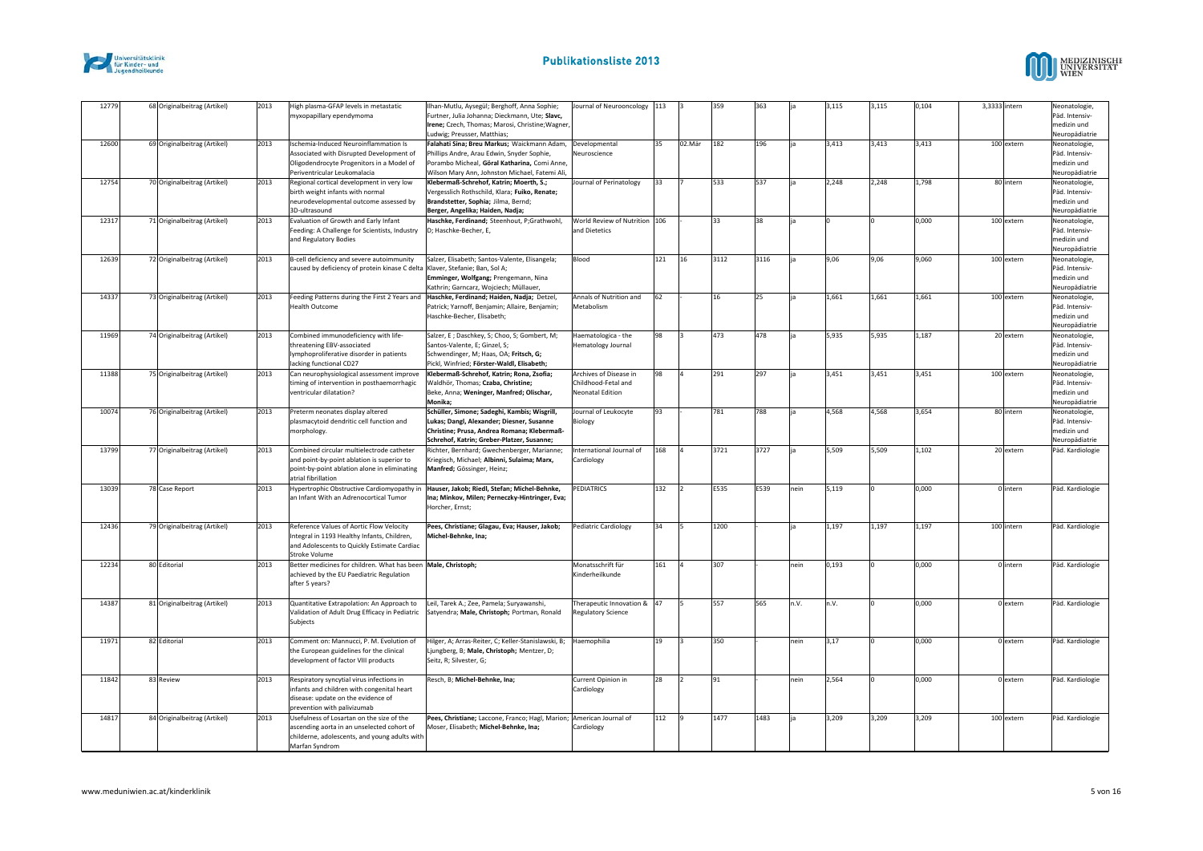| 12779 | 68 | Originalbeitrag (Artikel) | 2013 | High plasma-GFAP levels in metastatic myxopapillary ependymoma | Ilhan-Mutlu, Aysegül; Berghoff, Anna Sophie; Furtner, Julia Johanna; Dieckmann, Ute; **Slavc, Irene;** Czech, Thomas; Marosi, Christine;Wagner, Ludwig; Preusser, Matthias; | Journal of Neurooncology | 113 | 3 | 359 | 363 | ja | 3,115 | 3,115 | 0,104 | 3,3333 | intern | Neonatologie, Päd. Intensiv-medizin und Neuropädiatrie |
|---|---|---|---|---|---|---|---|---|---|---|---|---|---|---|---|---|---|
| 12600 | 69 | Originalbeitrag (Artikel) | 2013 | Ischemia-Induced Neuroinflammation Is Associated with Disrupted Development of Oligodendrocyte Progenitors in a Model of Periventricular Leukomalacia | **Falahati Sina; Breu Markus;** Waickmann Adam, Phillips Andre, Arau Edwin, Snyder Sophie, Porambo Micheal, **Göral Katharina,** Comi Anne, Wilson Mary Ann, Johnston Michael, Fatemi Ali, | Developmental Neuroscience | 35 | 02.Mär | 182 | 196 | ja | 3,413 | 3,413 | 3,413 | 100 | extern | Neonatologie, Päd. Intensiv-medizin und Neuropädiatrie |
| 12754 | 70 | Originalbeitrag (Artikel) | 2013 | Regional cortical development in very low birth weight infants with normal neurodevelopmental outcome assessed by 3D-ultrasound | **Klebermaß-Schrehof, Katrin; Moerth, S.;** Vergesslich Rothschild, Klara; **Fuiko, Renate; Brandstetter, Sophia;** Jilma, Bernd; **Berger, Angelika; Haiden, Nadja;** | Journal of Perinatology | 33 | 7 | 533 | 537 | ja | 2,248 | 2,248 | 1,798 | 80 | intern | Neonatologie, Päd. Intensiv-medizin und Neuropädiatrie |
| 12317 | 71 | Originalbeitrag (Artikel) | 2013 | Evaluation of Growth and Early Infant Feeding: A Challenge for Scientists, Industry and Regulatory Bodies | **Haschke, Ferdinand;** Steenhout, P;Grathwohl, D; Haschke-Becher, E, | World Review of Nutrition and Dietetics | 106 | - | 33 | 38 | ja | 0 | 0 | 0,000 | 100 | extern | Neonatologie, Päd. Intensiv-medizin und Neuropädiatrie |
| 12639 | 72 | Originalbeitrag (Artikel) | 2013 | B-cell deficiency and severe autoimmunity caused by deficiency of protein kinase C delta | Salzer, Elisabeth; Santos-Valente, Elisangela; Klaver, Stefanie; Ban, Sol A; **Emminger, Wolfgang;** Prengemann, Nina Kathrin; Garncarz, Wojciech; Müllauer, | Blood | 121 | 16 | 3112 | 3116 | ja | 9,06 | 9,06 | 9,060 | 100 | extern | Neonatologie, Päd. Intensiv-medizin und Neuropädiatrie |
| 14337 | 73 | Originalbeitrag (Artikel) | 2013 | Feeding Patterns during the First 2 Years and Health Outcome | **Haschke, Ferdinand; Haiden, Nadja;** Detzel, Patrick; Yarnoff, Benjamin; Allaire, Benjamin; Haschke-Becher, Elisabeth; | Annals of Nutrition and Metabolism | 62 | - | 16 | 25 | ja | 1,661 | 1,661 | 1,661 | 100 | extern | Neonatologie, Päd. Intensiv-medizin und Neuropädiatrie |
| 11969 | 74 | Originalbeitrag (Artikel) | 2013 | Combined immunodeficiency with life-threatening EBV-associated lymphoproliferative disorder in patients lacking functional CD27 | Salzer, E ; Daschkey, S; Choo, S; Gombert, M; Santos-Valente, E; Ginzel, S; Schwendinger, M; Haas, OA; **Fritsch, G;** Pickl, Winfried; **Förster-Waldl, Elisabeth;** | Haematologica - the Hematology Journal | 98 | 3 | 473 | 478 | ja | 5,935 | 5,935 | 1,187 | 20 | extern | Neonatologie, Päd. Intensiv-medizin und Neuropädiatrie |
| 11388 | 75 | Originalbeitrag (Artikel) | 2013 | Can neurophysiological assessment improve timing of intervention in posthaemorrhagic ventricular dilatation? | **Klebermaß-Schrehof, Katrin; Rona, Zsofia;** Waldhör, Thomas; **Czaba, Christine;** Beke, Anna; **Weninger, Manfred; Olischar, Monika;** | Archives of Disease in Childhood-Fetal and Neonatal Edition | 98 | 4 | 291 | 297 | ja | 3,451 | 3,451 | 3,451 | 100 | extern | Neonatologie, Päd. Intensiv-medizin und Neuropädiatrie |
| 10074 | 76 | Originalbeitrag (Artikel) | 2013 | Preterm neonates display altered plasmacytoid dendritic cell function and morphology. | **Schüller, Simone; Sadeghi, Kambis; Wisgrill, Lukas; Dangl, Alexander; Diesner, Susanne Christine; Prusa, Andrea Romana; Klebermaß-Schrehof, Katrin; Greber-Platzer, Susanne;** | Journal of Leukocyte Biology | 93 | - | 781 | 788 | ja | 4,568 | 4,568 | 3,654 | 80 | intern | Neonatologie, Päd. Intensiv-medizin und Neuropädiatrie |
| 13799 | 77 | Originalbeitrag (Artikel) | 2013 | Combined circular multielectrode catheter and point-by-point ablation is superior to point-by-point ablation alone in eliminating atrial fibrillation | Richter, Bernhard; Gwechenberger, Marianne; Kriegisch, Michael; **Albinni, Sulaima; Marx, Manfred;** Gössinger, Heinz; | International Journal of Cardiology | 168 | 4 | 3721 | 3727 | ja | 5,509 | 5,509 | 1,102 | 20 | extern | Päd. Kardiologie |
| 13039 | 78 | Case Report | 2013 | Hypertrophic Obstructive Cardiomyopathy in an Infant With an Adrenocortical Tumor | **Hauser, Jakob; Riedl, Stefan; Michel-Behnke, Ina; Minkov, Milen; Perneczky-Hintringer, Eva;** Horcher, Ernst; | PEDIATRICS | 132 | 2 | E535 | E539 | nein | 5,119 | 0 | 0,000 | 0 | intern | Päd. Kardiologie |
| 12436 | 79 | Originalbeitrag (Artikel) | 2013 | Reference Values of Aortic Flow Velocity Integral in 1193 Healthy Infants, Children, and Adolescents to Quickly Estimate Cardiac Stroke Volume | **Pees, Christiane; Glagau, Eva; Hauser, Jakob; Michel-Behnke, Ina;** | Pediatric Cardiology | 34 | 5 | 1200 | - | ja | 1,197 | 1,197 | 1,197 | 100 | intern | Päd. Kardiologie |
| 12234 | 80 | Editorial | 2013 | Better medicines for children. What has been achieved by the EU Paediatric Regulation after 5 years? | **Male, Christoph;** | Monatsschrift für Kinderheilkunde | 161 | 4 | 307 | - | nein | 0,193 | 0 | 0,000 | 0 | intern | Päd. Kardiologie |
| 14387 | 81 | Originalbeitrag (Artikel) | 2013 | Quantitative Extrapolation: An Approach to Validation of Adult Drug Efficacy in Pediatric Subjects | Leil, Tarek A.; Zee, Pamela; Suryawanshi, Satyendra; **Male, Christoph;** Portman, Ronald | Therapeutic Innovation & Regulatory Science | 47 | 5 | 557 | 565 | n.V. | n.V. | 0 | 0,000 | 0 | extern | Päd. Kardiologie |
| 11971 | 82 | Editorial | 2013 | Comment on: Mannucci, P. M. Evolution of the European guidelines for the clinical development of factor VIII products | Hilger, A; Arras-Reiter, C; Keller-Stanislawski, B; Ljungberg, B; **Male, Christoph;** Mentzer, D; Seitz, R; Silvester, G; | Haemophilia | 19 | 3 | 350 | - | nein | 3,17 | 0 | 0,000 | 0 | extern | Päd. Kardiologie |
| 11842 | 83 | Review | 2013 | Respiratory syncytial virus infections in infants and children with congenital heart disease: update on the evidence of prevention with palivizumab | Resch, B; **Michel-Behnke, Ina;** | Current Opinion in Cardiology | 28 | 2 | 91 | - | nein | 2,564 | 0 | 0,000 | 0 | extern | Päd. Kardiologie |
| 14817 | 84 | Originalbeitrag (Artikel) | 2013 | Usefulness of Losartan on the size of the ascending aorta in an unselected cohort of childerne, adolescents, and young adults with Marfan Syndrom | **Pees, Christiane;** Laccone, Franco; Hagl, Marion; Moser, Elisabeth; **Michel-Behnke, Ina;** | American Journal of Cardiology | 112 | 9 | 1477 | 1483 | ja | 3,209 | 3,209 | 3,209 | 100 | extern | Päd. Kardiologie |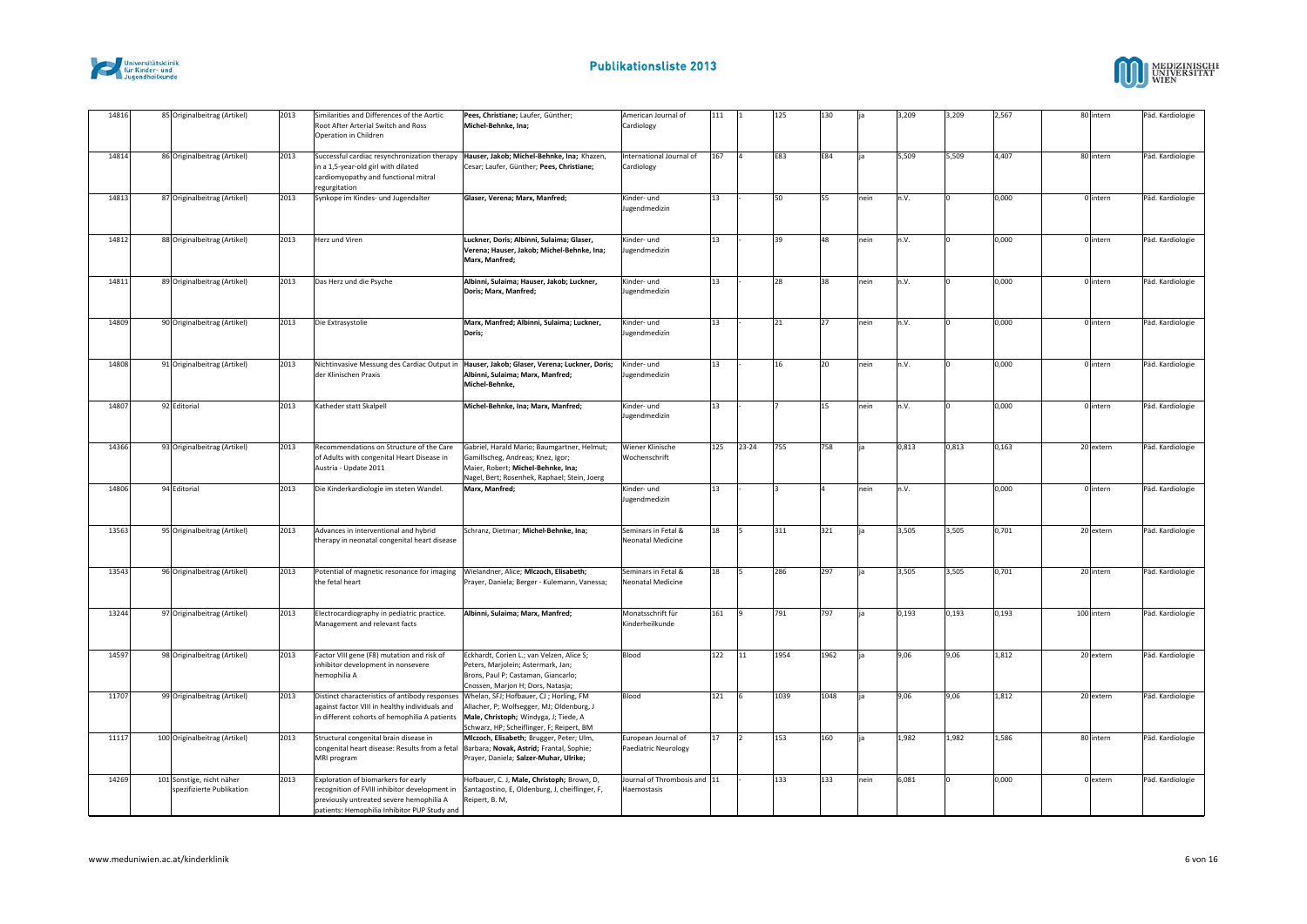| | | | | | | | | | | | | | | | | | | |
|---|---|---|---|---|---|---|---|---|---|---|---|---|---|---|---|---|---|---|
| 14816 | 85 | Originalbeitrag (Artikel) | 2013 | Similarities and Differences of the Aortic Root After Arterial Switch and Ross Operation in Children | **Pees, Christiane;** Laufer, Günther; **Michel-Behnke, Ina;** | American Journal of Cardiology | 111 | 1 | 125 | 130 | ja | 3,209 | 3,209 | 2,567 | | 80 | intern | Päd. Kardiologie |
| 14814 | 86 | Originalbeitrag (Artikel) | 2013 | Successful cardiac resynchronization therapy in a 1,5-year-old girl with dilated cardiomyopathy and functional mitral regurgitation | **Hauser, Jakob; Michel-Behnke, Ina;** Khazen, Cesar; Laufer, Günther; **Pees, Christiane;** | International Journal of Cardiology | 167 | 4 | E83 | E84 | ja | 5,509 | 5,509 | 4,407 | | 80 | intern | Päd. Kardiologie |
| 14813 | 87 | Originalbeitrag (Artikel) | 2013 | Synkope im Kindes- und Jugendalter | **Glaser, Verena; Marx, Manfred;** | Kinder- und Jugendmedizin | 13 | - | 50 | 55 | nein | n.V. | 0 | 0,000 | | 0 | intern | Päd. Kardiologie |
| 14812 | 88 | Originalbeitrag (Artikel) | 2013 | Herz und Viren | **Luckner, Doris; Albinni, Sulaima; Glaser, Verena; Hauser, Jakob; Michel-Behnke, Ina; Marx, Manfred;** | Kinder- und Jugendmedizin | 13 | - | 39 | 48 | nein | n.V. | 0 | 0,000 | | 0 | intern | Päd. Kardiologie |
| 14811 | 89 | Originalbeitrag (Artikel) | 2013 | Das Herz und die Psyche | **Albinni, Sulaima; Hauser, Jakob; Luckner, Doris; Marx, Manfred;** | Kinder- und Jugendmedizin | 13 | - | 28 | 38 | nein | n.V. | 0 | 0,000 | | 0 | intern | Päd. Kardiologie |
| 14809 | 90 | Originalbeitrag (Artikel) | 2013 | Die Extrasystolie | **Marx, Manfred; Albinni, Sulaima; Luckner, Doris;** | Kinder- und Jugendmedizin | 13 | - | 21 | 27 | nein | n.V. | 0 | 0,000 | | 0 | intern | Päd. Kardiologie |
| 14808 | 91 | Originalbeitrag (Artikel) | 2013 | Nichtinvasive Messung des Cardiac Output in der Klinischen Praxis | **Hauser, Jakob; Glaser, Verena; Luckner, Doris; Albinni, Sulaima; Marx, Manfred; Michel-Behnke,** | Kinder- und Jugendmedizin | 13 | - | 16 | 20 | nein | n.V. | 0 | 0,000 | | 0 | intern | Päd. Kardiologie |
| 14807 | 92 | Editorial | 2013 | Katheder statt Skalpell | **Michel-Behnke, Ina; Marx, Manfred;** | Kinder- und Jugendmedizin | 13 | - | 7 | 15 | nein | n.V. | 0 | 0,000 | | 0 | intern | Päd. Kardiologie |
| 14366 | 93 | Originalbeitrag (Artikel) | 2013 | Recommendations on Structure of the Care of Adults with congenital Heart Disease in Austria - Update 2011 | Gabriel, Harald Mario; Baumgartner, Helmut; Gamillscheg, Andreas; Knez, Igor; Maier, Robert; **Michel-Behnke, Ina;** Nagel, Bert; Rosenhek, Raphael; Stein, Joerg | Wiener Klinische Wochenschrift | 125 | 23-24 | 755 | 758 | ja | 0,813 | 0,813 | 0,163 | | 20 | extern | Päd. Kardiologie |
| 14806 | 94 | Editorial | 2013 | Die Kinderkardiologie im steten Wandel. | **Marx, Manfred;** | Kinder- und Jugendmedizin | 13 | - | 3 | 4 | nein | n.V. | | 0,000 | | 0 | intern | Päd. Kardiologie |
| 13563 | 95 | Originalbeitrag (Artikel) | 2013 | Advances in interventional and hybrid therapy in neonatal congenital heart disease | Schranz, Dietmar; **Michel-Behnke, Ina;** | Seminars in Fetal & Neonatal Medicine | 18 | 5 | 311 | 321 | ja | 3,505 | 3,505 | 0,701 | | 20 | extern | Päd. Kardiologie |
| 13543 | 96 | Originalbeitrag (Artikel) | 2013 | Potential of magnetic resonance for imaging the fetal heart | Wielandner, Alice; **Mlczoch, Elisabeth;** Prayer, Daniela; Berger - Kulemann, Vanessa; | Seminars in Fetal & Neonatal Medicine | 18 | 5 | 286 | 297 | ja | 3,505 | 3,505 | 0,701 | | 20 | intern | Päd. Kardiologie |
| 13244 | 97 | Originalbeitrag (Artikel) | 2013 | Electrocardiography in pediatric practice. Management and relevant facts | **Albinni, Sulaima; Marx, Manfred;** | Monatsschrift für Kinderheilkunde | 161 | 9 | 791 | 797 | ja | 0,193 | 0,193 | 0,193 | | 100 | intern | Päd. Kardiologie |
| 14597 | 98 | Originalbeitrag (Artikel) | 2013 | Factor VIII gene (F8) mutation and risk of inhibitor development in nonsevere hemophilia A | Eckhardt, Corien L.; van Velzen, Alice S; Peters, Marjolein; Astermark, Jan; Brons, Paul P; Castaman, Giancarlo; Cnossen, Marjon H; Dors, Natasja; | Blood | 122 | 11 | 1954 | 1962 | ja | 9,06 | 9,06 | 1,812 | | 20 | extern | Päd. Kardiologie |
| 11707 | 99 | Originalbeitrag (Artikel) | 2013 | Distinct characteristics of antibody responses against factor VIII in healthy individuals and in different cohorts of hemophilia A patients | Whelan, SFJ; Hofbauer, CJ ; Horling, FM Allacher, P; Wolfsegger, MJ; Oldenburg, J **Male, Christoph;** Windyga, J; Tiede, A Schwarz, HP; Scheiflinger, F; Reipert, BM | Blood | 121 | 6 | 1039 | 1048 | ja | 9,06 | 9,06 | 1,812 | | 20 | extern | Päd. Kardiologie |
| 11117 | 100 | Originalbeitrag (Artikel) | 2013 | Structural congenital brain disease in congenital heart disease: Results from a fetal MRI program | **Mlczoch, Elisabeth;** Brugger, Peter; Ulm, Barbara; **Novak, Astrid;** Frantal, Sophie; Prayer, Daniela; **Salzer-Muhar, Ulrike;** | European Journal of Paediatric Neurology | 17 | 2 | 153 | 160 | ja | 1,982 | 1,982 | 1,586 | | 80 | intern | Päd. Kardiologie |
| 14269 | 101 | Sonstige, nicht näher spezifizierte Publikation | 2013 | Exploration of biomarkers for early recognition of FVIII inhibitor development in previously untreated severe hemophilia A patients: Hemophilia Inhibitor PUP Study and | Hofbauer, C. J, **Male, Christoph;** Brown, D, Santagostino, E, Oldenburg, J, cheiflinger, F, Reipert, B. M, | Journal of Thrombosis and Haemostasis | 11 | - | 133 | 133 | nein | 6,081 | 0 | 0,000 | | 0 | extern | Päd. Kardiologie |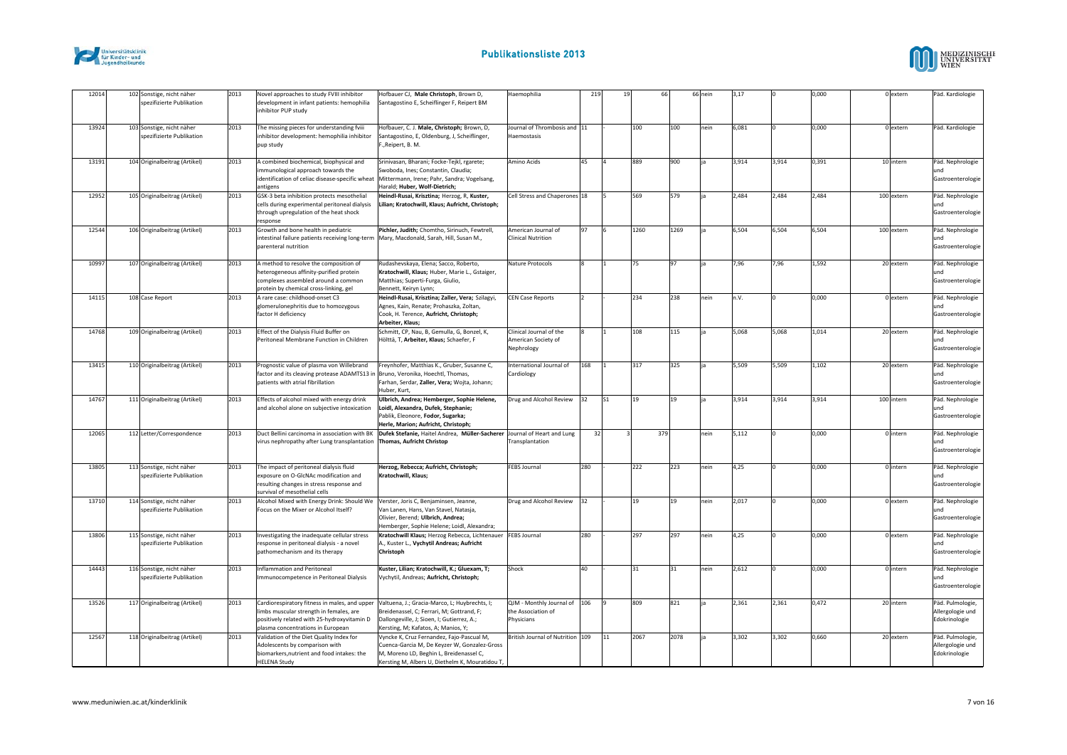| | | | | | | | | | | | | | | | | | |
|---|---|---|---|---|---|---|---|---|---|---|---|---|---|---|---|---|---|
| 12014 | 102 | Sonstige, nicht näher spezifizierte Publikation | 2013 | Novel approaches to study FVIII inhibitor development in infant patients: hemophilia inhibitor PUP study | Hofbauer CJ, **Male Christoph**, Brown D, Santagostino E, Scheiflinger F, Reipert BM | Haemophilia | 219 | 19 | 66 | 66 | nein | 3,17 | 0 | 0,000 | 0 | extern | Päd. Kardiologie |
| 13924 | 103 | Sonstige, nicht näher spezifizierte Publikation | 2013 | The missing pieces for understanding fviii inhibitor development: hemophilia inhibitor pup study | Hofbauer, C. J. **Male, Christoph;** Brown, D, Santagostino, E, Oldenburg, J, Scheiflinger, F.,Reipert, B. M. | Journal of Thrombosis and Haemostasis | 11 | - | 100 | 100 | nein | 6,081 | 0 | 0,000 | 0 | extern | Päd. Kardiologie |
| 13191 | 104 | Originalbeitrag (Artikel) | 2013 | A combined biochemical, biophysical and immunological approach towards the identification of celiac disease-specific wheat antigens | Srinivasan, Bharani; Focke-Tejkl, rgarete; Swoboda, Ines; Constantin, Claudia; Mittermann, Irene; Pahr, Sandra; Vogelsang, Harald; **Huber, Wolf-Dietrich;** | Amino Acids | 45 | 4 | 889 | 900 | ja | 3,914 | 3,914 | 0,391 | 10 | intern | Päd. Nephrologie und Gastroenterologie |
| 12952 | 105 | Originalbeitrag (Artikel) | 2013 | GSK-3 beta inhibition protects mesothelial cells during experimental peritoneal dialysis through upregulation of the heat shock response | **Heindl-Rusai, Krisztina;** Herzog, R, **Kuster, Lilian; Kratochwill, Klaus; Aufricht, Christoph;** | Cell Stress and Chaperones | 18 | 5 | 569 | 579 | ja | 2,484 | 2,484 | 2,484 | 100 | extern | Päd. Nephrologie und Gastroenterologie |
| 12544 | 106 | Originalbeitrag (Artikel) | 2013 | Growth and bone health in pediatric intestinal failure patients receiving long-term parenteral nutrition | **Pichler, Judith;** Chomtho, Sirinuch, Fewtrell, Mary, Macdonald, Sarah, Hill, Susan M., | American Journal of Clinical Nutrition | 97 | 6 | 1260 | 1269 | ja | 6,504 | 6,504 | 6,504 | 100 | extern | Päd. Nephrologie und Gastroenterologie |
| 10997 | 107 | Originalbeitrag (Artikel) | 2013 | A method to resolve the composition of heterogeneous affinity-purified protein complexes assembled around a common protein by chemical cross-linking, gel | Rudashevskaya, Elena; Sacco, Roberto, **Kratochwill, Klaus;** Huber, Marie L., Gstaiger, Matthias; Superti-Furga, Giulio, Bennett, Keiryn Lynn; | Nature Protocols | 8 | 1 | 75 | 97 | ja | 7,96 | 7,96 | 1,592 | 20 | extern | Päd. Nephrologie und Gastroenterologie |
| 14115 | 108 | Case Report | 2013 | A rare case: childhood-onset C3 glomerulonephritis due to homozygous factor H deficiency | **Heindl-Rusai, Krisztina; Zaller, Vera;** Szilagyi, Agnes, Kain, Renate; Prohaszka, Zoltan, Cook, H. Terence, **Aufricht, Christoph; Arbeiter, Klaus;** | CEN Case Reports | 2 | - | 234 | 238 | nein | n.V. | 0 | 0,000 | 0 | extern | Päd. Nephrologie und Gastroenterologie |
| 14768 | 109 | Originalbeitrag (Artikel) | 2013 | Effect of the Dialysis Fluid Buffer on Peritoneal Membrane Function in Children | Schmitt, CP, Nau, B, Gemulla, G, Bonzel, K, Hölttä, T, **Arbeiter, Klaus;** Schaefer, F | Clinical Journal of the American Society of Nephrology | 8 | 1 | 108 | 115 | ja | 5,068 | 5,068 | 1,014 | 20 | extern | Päd. Nephrologie und Gastroenterologie |
| 13415 | 110 | Originalbeitrag (Artikel) | 2013 | Prognostic value of plasma von Willebrand factor and its cleaving protease ADAMTS13 in patients with atrial fibrillation | Freynhofer, Matthias K., Gruber, Susanne C, Bruno, Veronika, Hoechtl, Thomas, Farhan, Serdar, **Zaller, Vera;** Wojta, Johann; Huber, Kurt, | International Journal of Cardiology | 168 | 1 | 317 | 325 | ja | 5,509 | 5,509 | 1,102 | 20 | extern | Päd. Nephrologie und Gastroenterologie |
| 14767 | 111 | Originalbeitrag (Artikel) | 2013 | Effects of alcohol mixed with energy drink and alcohol alone on subjective intoxication | **Ulbrich, Andrea; Hemberger, Sophie Helene, Loidl, Alexandra, Dufek, Stephanie;** Pablik, Eleonore, **Fodor, Sugarka; Herle, Marion; Aufricht, Christoph;** | Drug and Alcohol Review | 32 | S1 | 19 | 19 | ja | 3,914 | 3,914 | 3,914 | 100 | intern | Päd. Nephrologie und Gastroenterologie |
| 12065 | 112 | Letter/Correspondence | 2013 | Duct Bellini carcinoma in association with BK virus nephropathy after Lung transplantation | **Dufek Stefanie,** Haitel Andrea, **Müller-Sacherer Thomas, Aufricht Christop** | Journal of Heart and Lung Transplantation | 32 | 3 | 379 | | nein | 5,112 | 0 | 0,000 | 0 | intern | Päd. Nephrologie und Gastroenterologie |
| 13805 | 113 | Sonstige, nicht näher spezifizierte Publikation | 2013 | The impact of peritoneal dialysis fluid exposure on O-GlcNAc modification and resulting changes in stress response and survival of mesothelial cells | **Herzog, Rebecca; Aufricht, Christoph; Kratochwill, Klaus;** | FEBS Journal | 280 | - | 222 | 223 | nein | 4,25 | 0 | 0,000 | 0 | intern | Päd. Nephrologie und Gastroenterologie |
| 13710 | 114 | Sonstige, nicht näher spezifizierte Publikation | 2013 | Alcohol Mixed with Energy Drink: Should We Focus on the Mixer or Alcohol Itself? | Verster, Joris C, Benjaminsen, Jeanne, Van Lanen, Hans, Van Stavel, Natasja, Olivier, Berend; **Ulbrich, Andrea;** Hemberger, Sophie Helene; Loidl, Alexandra; | Drug and Alcohol Review | 32 | - | 19 | 19 | nein | 2,017 | 0 | 0,000 | 0 | extern | Päd. Nephrologie und Gastroenterologie |
| 13806 | 115 | Sonstige, nicht näher spezifizierte Publikation | 2013 | Investigating the inadequate cellular stress response in peritoneal dialysis - a novel pathomechanism and its therapy | **Kratochwil Klaus;** Herzog Rebecca, Lichtenauer A., Kuster L., **Vychytil Andreas; Aufricht Christoph** | FEBS Journal | 280 | - | 297 | 297 | nein | 4,25 | 0 | 0,000 | 0 | extern | Päd. Nephrologie und Gastroenterologie |
| 14443 | 116 | Sonstige, nicht näher spezifizierte Publikation | 2013 | Inflammation and Peritoneal Immunocompetence in Peritoneal Dialysis | **Kuster, Lilian; Kratochwill, K.; Gluexam, T;** Vychytil, Andreas; **Aufricht, Christoph;** | Shock | 40 | - | 31 | 31 | nein | 2,612 | 0 | 0,000 | 0 | intern | Päd. Nephrologie und Gastroenterologie |
| 13526 | 117 | Originalbeitrag (Artikel) | 2013 | Cardiorespiratory fitness in males, and upper limbs muscular strength in females, are positively related with 25-hydroxyvitamin D plasma concentrations in European | Valtuena, J.; Gracia-Marco, L; Huybrechts, I; Breidenassel, C; Ferrari, M; Gottrand, F; Dallongeville, J; Sioen, I; Gutierrez, A.; Kersting, M; Kafatos, A; Manios, Y; | QJM - Monthly Journal of the Association of Physicians | 106 | 9 | 809 | 821 | ja | 2,361 | 2,361 | 0,472 | 20 | intern | Päd. Pulmologie, Allergologie und Edokrinologie |
| 12567 | 118 | Originalbeitrag (Artikel) | 2013 | Validation of the Diet Quality Index for Adolescents by comparison with biomarkers,nutrient and food intakes: the HELENA Study | Vyncke K, Cruz Fernandez, Fajo-Pascual M, Cuenca-Garcia M, De Keyzer W, Gonzalez-Gross M, Moreno LD, Beghin L, Breidenassel C, Kersting M, Albers U, Diethelm K, Mouratidou T, | British Journal of Nutrition | 109 | 11 | 2067 | 2078 | ja | 3,302 | 3,302 | 0,660 | 20 | extern | Päd. Pulmologie, Allergologie und Edokrinologie |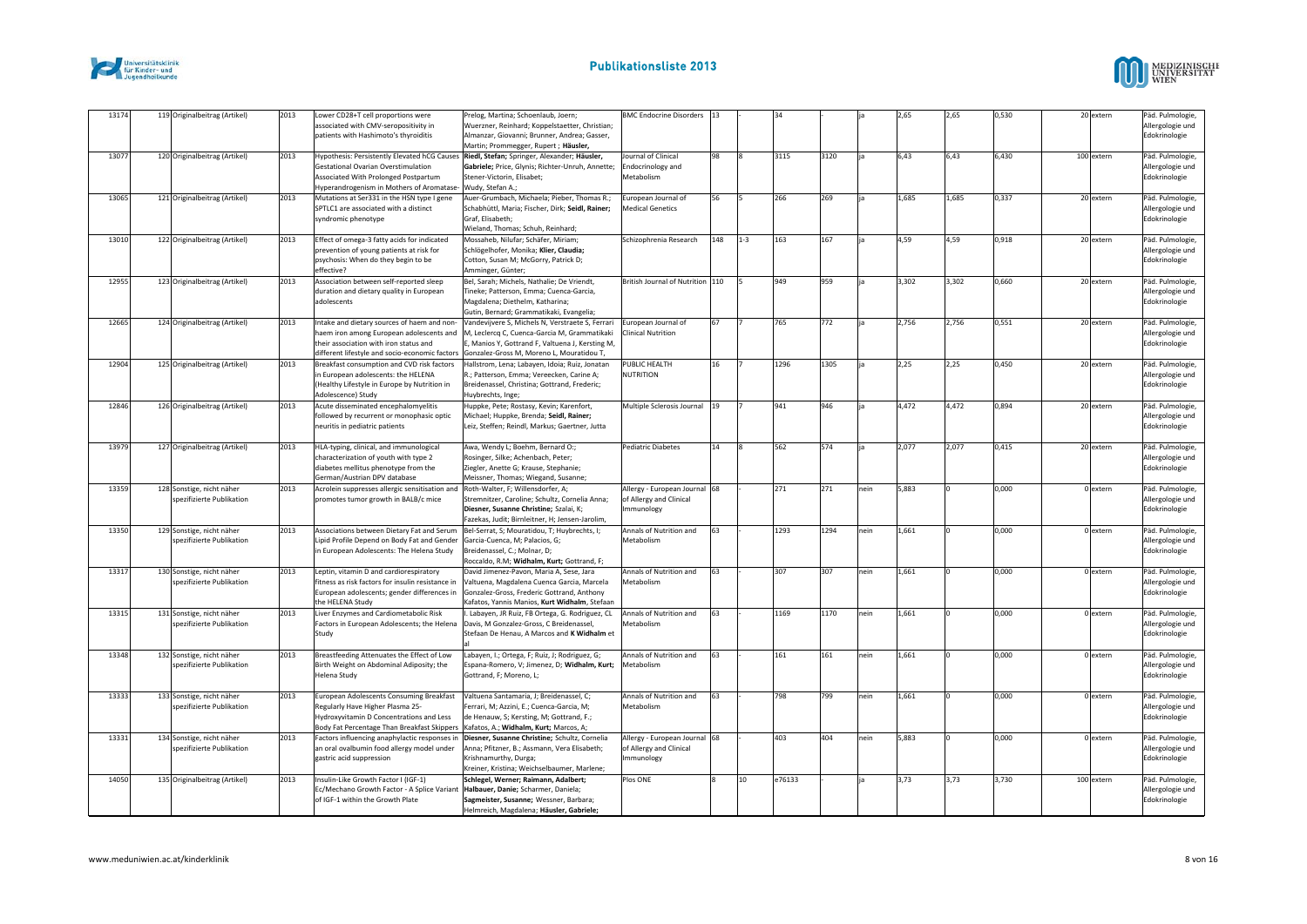| 13174 | 119 | Originalbeitrag (Artikel) | 2013 | Lower CD28+T cell proportions were associated with CMV-seropositivity in patients with Hashimoto's thyroiditis | Prelog, Martina; Schoenlaub, Joern; Wuerzner, Reinhard; Koppelstaetter, Christian; Almanzar, Giovanni; Brunner, Andrea; Gasser, Martin; Prommegger, Rupert ; **Häusler,** | BMC Endocrine Disorders | 13 | - | 34 | | ja | 2,65 | 2,65 | 0,530 | 20 | extern | Päd. Pulmologie, Allergologie und Edokrinologie |
|---|---|---|---|---|---|---|---|---|---|---|---|---|---|---|---|---|---|
| 13077 | 120 | Originalbeitrag (Artikel) | 2013 | Hypothesis: Persistently Elevated hCG Causes Gestational Ovarian Overstimulation Associated With Prolonged Postpartum Hyperandrogenism in Mothers of Aromatase- | **Riedl, Stefan;** Springer, Alexander; **Häusler, Gabriele;** Price, Glynis; Richter-Unruh, Annette; Stener-Victorin, Elisabet; Wudy, Stefan A.; | Journal of Clinical Endocrinology and Metabolism | 98 | 8 | 3115 | 3120 | ja | 6,43 | 6,43 | 6,430 | 100 | extern | Päd. Pulmologie, Allergologie und Edokrinologie |
| 13065 | 121 | Originalbeitrag (Artikel) | 2013 | Mutations at Ser331 in the HSN type I gene SPTLC1 are associated with a distinct syndromic phenotype | Auer-Grumbach, Michaela; Pieber, Thomas R.; Schabhüttl, Maria; Fischer, Dirk; **Seidl, Rainer;** Graf, Elisabeth; Wieland, Thomas; Schuh, Reinhard; | European Journal of Medical Genetics | 56 | 5 | 266 | 269 | ja | 1,685 | 1,685 | 0,337 | 20 | extern | Päd. Pulmologie, Allergologie und Edokrinologie |
| 13010 | 122 | Originalbeitrag (Artikel) | 2013 | Effect of omega-3 fatty acids for indicated prevention of young patients at risk for psychosis: When do they begin to be effective? | Mossaheb, Nilufar; Schäfer, Miriam; Schlögelhofer, Monika; **Klier, Claudia;** Cotton, Susan M; McGorry, Patrick D; Amminger, Günter; | Schizophrenia Research | 148 | 1-3 | 163 | 167 | ja | 4,59 | 4,59 | 0,918 | 20 | extern | Päd. Pulmologie, Allergologie und Edokrinologie |
| 12955 | 123 | Originalbeitrag (Artikel) | 2013 | Association between self-reported sleep duration and dietary quality in European adolescents | Bel, Sarah; Michels, Nathalie; De Vriendt, Tineke; Patterson, Emma; Cuenca-Garcia, Magdalena; Diethelm, Katharina; Gutin, Bernard; Grammatikaki, Evangelia; | British Journal of Nutrition | 110 | 5 | 949 | 959 | ja | 3,302 | 3,302 | 0,660 | 20 | extern | Päd. Pulmologie, Allergologie und Edokrinologie |
| 12665 | 124 | Originalbeitrag (Artikel) | 2013 | Intake and dietary sources of haem and non-haem iron among European adolescents and their association with iron status and different lifestyle and socio-economic factors | Vandevijvere S, Michels N, Verstraete S, Ferrari M, Leclercq C, Cuenca-Garcia M, Grammatikaki E, Manios Y, Gottrand F, Valtuena J, Kersting M, Gonzalez-Gross M, Moreno L, Mouratidou T, | European Journal of Clinical Nutrition | 67 | 7 | 765 | 772 | ja | 2,756 | 2,756 | 0,551 | 20 | extern | Päd. Pulmologie, Allergologie und Edokrinologie |
| 12904 | 125 | Originalbeitrag (Artikel) | 2013 | Breakfast consumption and CVD risk factors in European adolescents: the HELENA (Healthy Lifestyle in Europe by Nutrition in Adolescence) Study | Hallstrom, Lena; Labayen, Idoia; Ruiz, Jonatan R.; Patterson, Emma; Vereecken, Carine A; Breidenassel, Christina; Gottrand, Frederic; Huybrechts, Inge; | PUBLIC HEALTH NUTRITION | 16 | 7 | 1296 | 1305 | ja | 2,25 | 2,25 | 0,450 | 20 | extern | Päd. Pulmologie, Allergologie und Edokrinologie |
| 12846 | 126 | Originalbeitrag (Artikel) | 2013 | Acute disseminated encephalomyelitis followed by recurrent or monophasic optic neuritis in pediatric patients | Huppke, Pete; Rostasy, Kevin; Karenfort, Michael; Huppke, Brenda; **Seidl, Rainer;** Leiz, Steffen; Reindl, Markus; Gaertner, Jutta | Multiple Sclerosis Journal | 19 | 7 | 941 | 946 | ja | 4,472 | 4,472 | 0,894 | 20 | extern | Päd. Pulmologie, Allergologie und Edokrinologie |
| 13979 | 127 | Originalbeitrag (Artikel) | 2013 | HLA-typing, clinical, and immunological characterization of youth with type 2 diabetes mellitus phenotype from the German/Austrian DPV database | Awa, Wendy L; Boehm, Bernard O.; Rosinger, Silke; Achenbach, Peter; Ziegler, Anette G; Krause, Stephanie; Meissner, Thomas; Wiegand, Susanne; | Pediatric Diabetes | 14 | 8 | 562 | 574 | ja | 2,077 | 2,077 | 0,415 | 20 | extern | Päd. Pulmologie, Allergologie und Edokrinologie |
| 13359 | 128 | Sonstige, nicht näher spezifizierte Publikation | 2013 | Acrolein suppresses allergic sensitisation and promotes tumor growth in BALB/c mice | Roth-Walter, F; Willensdorfer, A; Stremnitzer, Caroline; Schultz, Cornelia Anna; **Diesner, Susanne Christine;** Szalai, K; Fazekas, Judit; Birnleitner, H; Jensen-Jarolim, | Allergy - European Journal of Allergy and Clinical Immunology | 68 | - | 271 | 271 | nein | 5,883 | 0 | 0,000 | 0 | extern | Päd. Pulmologie, Allergologie und Edokrinologie |
| 13350 | 129 | Sonstige, nicht näher spezifizierte Publikation | 2013 | Associations between Dietary Fat and Serum Lipid Profile Depend on Body Fat and Gender in European Adolescents: The Helena Study | Bel-Serrat, S; Mouratidou, T; Huybrechts, I; Garcia-Cuenca, M; Palacios, G; Breidenassel, C.; Molnar, D; Roccaldo, R.M; **Widhalm, Kurt;** Gottrand, F; | Annals of Nutrition and Metabolism | 63 | - | 1293 | 1294 | nein | 1,661 | 0 | 0,000 | 0 | extern | Päd. Pulmologie, Allergologie und Edokrinologie |
| 13317 | 130 | Sonstige, nicht näher spezifizierte Publikation | 2013 | Leptin, vitamin D and cardiorespiratory fitness as risk factors for insulin resistance in European adolescents; gender differences in the HELENA Study | David Jimenez-Pavon, Maria A, Sese, Jara Valtuena, Magdalena Cuenca Garcia, Marcela Gonzalez-Gross, Frederic Gottrand, Anthony Kafatos, Yannis Manios, **Kurt Widhalm**, Stefaan | Annals of Nutrition and Metabolism | 63 | - | 307 | 307 | nein | 1,661 | 0 | 0,000 | 0 | extern | Päd. Pulmologie, Allergologie und Edokrinologie |
| 13315 | 131 | Sonstige, nicht näher spezifizierte Publikation | 2013 | Liver Enzymes and Cardiometabolic Risk Factors in European Adolescents; the Helena Study | I. Labayen, JR Ruiz, FB Ortega, G. Rodriguez, CL Davis, M Gonzalez-Gross, C Breidenassel, Stefaan De Henau, A Marcos and **K Widhalm** et al | Annals of Nutrition and Metabolism | 63 | - | 1169 | 1170 | nein | 1,661 | 0 | 0,000 | 0 | extern | Päd. Pulmologie, Allergologie und Edokrinologie |
| 13348 | 132 | Sonstige, nicht näher spezifizierte Publikation | 2013 | Breastfeeding Attenuates the Effect of Low Birth Weight on Abdominal Adiposity; the Helena Study | Labayen, I.; Ortega, F; Ruiz, J; Rodriguez, G; Espana-Romero, V; Jimenez, D; **Widhalm, Kurt;** Gottrand, F; Moreno, L; | Annals of Nutrition and Metabolism | 63 | - | 161 | 161 | nein | 1,661 | 0 | 0,000 | 0 | extern | Päd. Pulmologie, Allergologie und Edokrinologie |
| 13333 | 133 | Sonstige, nicht näher spezifizierte Publikation | 2013 | European Adolescents Consuming Breakfast Regularly Have Higher Plasma 25-Hydroxyvitamin D Concentrations and Less Body Fat Percentage Than Breakfast Skippers | Valtuena Santamaria, J; Breidenassel, C; Ferrari, M; Azzini, E.; Cuenca-Garcia, M; de Henauw, S; Kersting, M; Gottrand, F.; Kafatos, A.; **Widhalm, Kurt;** Marcos, A; | Annals of Nutrition and Metabolism | 63 | - | 798 | 799 | nein | 1,661 | 0 | 0,000 | 0 | extern | Päd. Pulmologie, Allergologie und Edokrinologie |
| 13331 | 134 | Sonstige, nicht näher spezifizierte Publikation | 2013 | Factors influencing anaphylactic responses in an oral ovalbumin food allergy model under gastric acid suppression | **Diesner, Susanne Christine;** Schultz, Cornelia Anna; Pfitzner, B.; Assmann, Vera Elisabeth; Krishnamurthy, Durga; Kreiner, Kristina; Weichselbaumer, Marlene; | Allergy - European Journal of Allergy and Clinical Immunology | 68 | - | 403 | 404 | nein | 5,883 | 0 | 0,000 | 0 | extern | Päd. Pulmologie, Allergologie und Edokrinologie |
| 14050 | 135 | Originalbeitrag (Artikel) | 2013 | Insulin-Like Growth Factor I (IGF-1) Ec/Mechano Growth Factor - A Splice Variant of IGF-1 within the Growth Plate | **Schlegel, Werner; Raimann, Adalbert; Halbauer, Danie;** Scharmer, Daniela; **Sagmeister, Susanne;** Wessner, Barbara; Helmreich, Magdalena; **Häusler, Gabriele;** | Plos ONE | 8 | 10 | e76133 | | ja | 3,73 | 3,73 | 3,730 | 100 | extern | Päd. Pulmologie, Allergologie und Edokrinologie |

www.meduniwien.ac.at/kinderklinik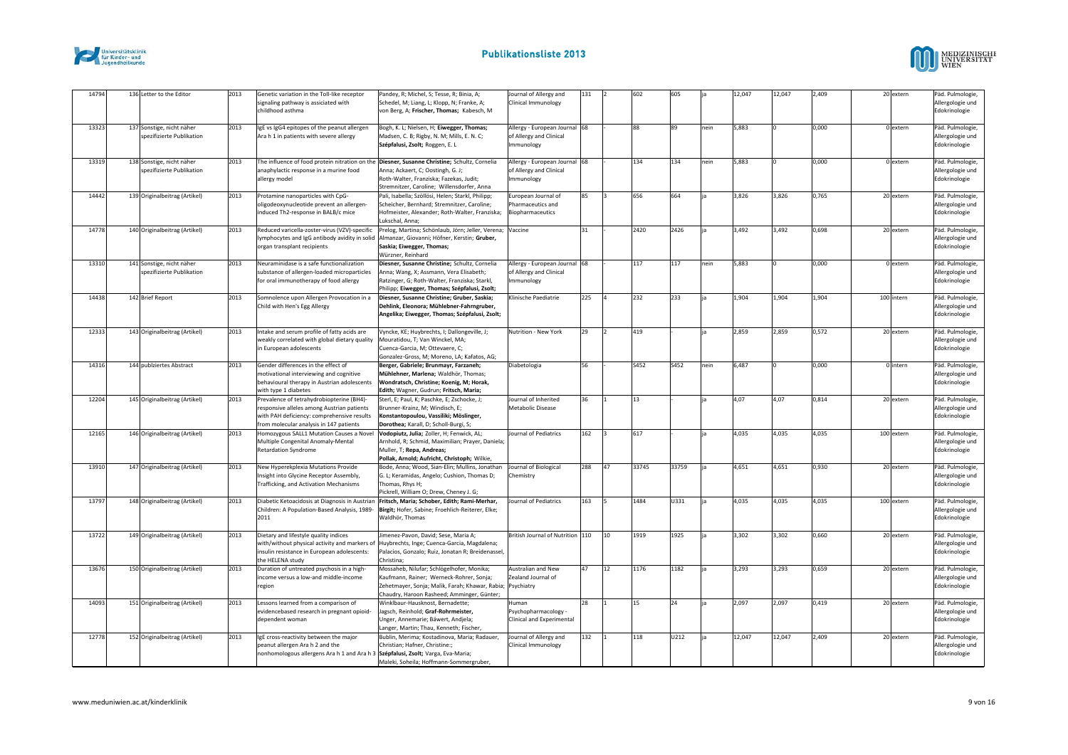| 14794 | 136 Letter to the Editor | 2013 | Genetic variation in the Toll-like receptor signaling pathway is assiciated with childhood asthma | Pandey, R; Michel, S; Tesse, R; Binia, A; Schedel, M; Liang, L; Klopp, N; Franke, A; von Berg, A; **Frischer, Thomas;** Kabesch, M | Journal of Allergy and Clinical Immunology | 131 | 2 | 602 | 605 | ja | 12,047 | 12,047 | 2,409 | 20 | extern | Päd. Pulmologie, Allergologie und Edokrinologie |
|---|---|---|---|---|---|---|---|---|---|---|---|---|---|---|---|---|
| 13323 | 137 Sonstige, nicht näher spezifizierte Publikation | 2013 | IgE vs IgG4 epitopes of the peanut allergen Ara h 1 in patients with severe allergy | Bogh, K. L; Nielsen, H; **Eiwegger, Thomas;** Madsen, C. B; Rigby, N. M; Mills, E. N. C; **Szépfalusi, Zsolt;** Roggen, E. L | Allergy - European Journal of Allergy and Clinical Immunology | 68 | - | 88 | 89 | nein | 5,883 | 0 | 0,000 | 0 | extern | Päd. Pulmologie, Allergologie und Edokrinologie |
| 13319 | 138 Sonstige, nicht näher spezifizierte Publikation | 2013 | The influence of food protein nitration on the anaphylactic response in a murine food allergy model | **Diesner, Susanne Christine;** Schultz, Cornelia Anna; Ackaert, C; Oostingh, G. J; Roth-Walter, Franziska; Fazekas, Judit; Stremnitzer, Caroline; Willensdorfer, Anna | Allergy - European Journal of Allergy and Clinical Immunology | 68 | - | 134 | 134 | nein | 5,883 | 0 | 0,000 | 0 | extern | Päd. Pulmologie, Allergologie und Edokrinologie |
| 14442 | 139 Originalbeitrag (Artikel) | 2013 | Protamine nanoparticles with CpG-oligodeoxynucleotide prevent an allergen-induced Th2-response in BALB/c mice | Pali, Isabella; Szöllösi, Helen; Starkl, Philipp; Scheicher, Bernhard; Stremnitzer, Caroline; Hofmeister, Alexander; Roth-Walter, Franziska; Lukschal, Anna; | European Journal of Pharmaceutics and Biopharmaceutics | 85 | 3 | 656 | 664 | ja | 3,826 | 3,826 | 0,765 | 20 | extern | Päd. Pulmologie, Allergologie und Edokrinologie |
| 14778 | 140 Originalbeitrag (Artikel) | 2013 | Reduced varicella-zoster-virus (VZV)-specific lymphocytes and IgG antibody avidity in solid organ transplant recipients | Prelog, Martina; Schönlaub, Jörn; Jeller, Verena; Almanzar, Giovanni; Höfner, Kerstin; **Gruber, Saskia; Eiwegger, Thomas;** Würzner, Reinhard | Vaccine | 31 | - | 2420 | 2426 | ja | 3,492 | 3,492 | 0,698 | 20 | extern | Päd. Pulmologie, Allergologie und Edokrinologie |
| 13310 | 141 Sonstige, nicht näher spezifizierte Publikation | 2013 | Neuraminidase is a safe functionalization substance of allergen-loaded microparticles for oral immunotherapy of food allergy | **Diesner, Susanne Christine;** Schultz, Cornelia Anna; Wang, X; Assmann, Vera Elisabeth; Ratzinger, G; Roth-Walter, Franziska; Starkl, Philipp; **Eiwegger, Thomas; Szépfalusi, Zsolt;** | Allergy - European Journal of Allergy and Clinical Immunology | 68 | - | 117 | 117 | nein | 5,883 | 0 | 0,000 | 0 | extern | Päd. Pulmologie, Allergologie und Edokrinologie |
| 14438 | 142 Brief Report | 2013 | Somnolence upon Allergen Provocation in a Child with Hen's Egg Allergy | **Diesner, Susanne Christine; Gruber, Saskia; Dehlink, Eleonora; Mühlebner-Fahrngruber, Angelika; Eiwegger, Thomas; Szépfalusi, Zsolt;** | Klinische Paediatrie | 225 | 4 | 232 | 233 | ja | 1,904 | 1,904 | 1,904 | 100 | intern | Päd. Pulmologie, Allergologie und Edokrinologie |
| 12333 | 143 Originalbeitrag (Artikel) | 2013 | Intake and serum profile of fatty acids are weakly correlated with global dietary quality in European adolescents | Vyncke, KE; Huybrechts, I; Dallongeville, J; Mouratidou, T; Van Winckel, MA; Cuenca-Garcia, M; Ottevaere, C; Gonzalez-Gross, M; Moreno, LA; Kafatos, AG; | Nutrition - New York | 29 | 2 | 419 | - | ja | 2,859 | 2,859 | 0,572 | 20 | extern | Päd. Pulmologie, Allergologie und Edokrinologie |
| 14316 | 144 publziertes Abstract | 2013 | Gender differences in the effect of motivational interviewing and cognitive behavioural therapy in Austrian adolescents with type 1 diabetes | **Berger, Gabriele; Brunmayr, Farzaneh; Mühlehner, Marlena;** Waldhör, Thomas; **Wondratsch, Christine; Koenig, M; Horak, Edith;** Wagner, Gudrun; **Fritsch, Maria;** | Diabetologia | 56 | - | S452 | S452 | nein | 6,487 | 0 | 0,000 | 0 | intern | Päd. Pulmologie, Allergologie und Edokrinologie |
| 12204 | 145 Originalbeitrag (Artikel) | 2013 | Prevalence of tetrahydrobiopterine (BH4)-responsive alleles among Austrian patients with PAH deficiency: comprehensive results from molecular analysis in 147 patients | Sterl, E; Paul, K; Paschke, E; Zschocke, J; Brunner-Krainz, M; Windisch, E; **Konstantopoulou, Vassiliki; Möslinger, Dorothea;** Karall, D; Scholl-Burgi, S; | Journal of Inherited Metabolic Disease | 36 | 1 | 13 | - | ja | 4,07 | 4,07 | 0,814 | 20 | extern | Päd. Pulmologie, Allergologie und Edokrinologie |
| 12165 | 146 Originalbeitrag (Artikel) | 2013 | Homozygous SALL1 Mutation Causes a Novel Multiple Congenital Anomaly-Mental Retardation Syndrome | **Vodopiutz, Julia;** Zoller, H; Fenwick, AL; Arnhold, R; Schmid, Maximilian; Prayer, Daniela; Muller, T; **Repa, Andreas; Pollak, Arnold; Aufricht, Christoph;** Wilkie, | Journal of Pediatrics | 162 | 3 | 617 | - | ja | 4,035 | 4,035 | 4,035 | 100 | extern | Päd. Pulmologie, Allergologie und Edokrinologie |
| 13910 | 147 Originalbeitrag (Artikel) | 2013 | New Hyperekplexia Mutations Provide Insight into Glycine Receptor Assembly, Trafficking, and Activation Mechanisms | Bode, Anna; Wood, Sian-Elin; Mullins, Jonathan G. L; Keramidas, Angelo; Cushion, Thomas D; Thomas, Rhys H; Pickrell, William O; Drew, Cheney J. G; | Journal of Biological Chemistry | 288 | 47 | 33745 | 33759 | ja | 4,651 | 4,651 | 0,930 | 20 | extern | Päd. Pulmologie, Allergologie und Edokrinologie |
| 13797 | 148 Originalbeitrag (Artikel) | 2013 | Diabetic Ketoacidosis at Diagnosis in Austrian Children: A Population-Based Analysis, 1989-2011 | **Fritsch, Maria; Schober, Edith; Rami-Merhar, Birgit;** Hofer, Sabine; Froehlich-Reiterer, Elke; Waldhör, Thomas | Journal of Pediatrics | 163 | 5 | 1484 | U331 | ja | 4,035 | 4,035 | 4,035 | 100 | extern | Päd. Pulmologie, Allergologie und Edokrinologie |
| 13722 | 149 Originalbeitrag (Artikel) | 2013 | Dietary and lifestyle quality indices with/without physical activity and markers of insulin resistance in European adolescents: the HELENA study | Jimenez-Pavon, David; Sese, Maria A; Huybrechts, Inge; Cuenca-Garcia, Magdalena; Palacios, Gonzalo; Ruiz, Jonatan R; Breidenassel, Christina; | British Journal of Nutrition | 110 | 10 | 1919 | 1925 | ja | 3,302 | 3,302 | 0,660 | 20 | extern | Päd. Pulmologie, Allergologie und Edokrinologie |
| 13676 | 150 Originalbeitrag (Artikel) | 2013 | Duration of untreated psychosis in a high-income versus a low-and middle-income region | Mossaheb, Nilufar; Schlögelhofer, Monika; Kaufmann, Rainer; Werneck-Rohrer, Sonja; Zehetmayer, Sonja; Malik, Farah; Khawar, Rabia; Chaudry, Haroon Rasheed; Amminger, Günter; | Australian and New Zealand Journal of Psychiatry | 47 | 12 | 1176 | 1182 | ja | 3,293 | 3,293 | 0,659 | 20 | extern | Päd. Pulmologie, Allergologie und Edokrinologie |
| 14093 | 151 Originalbeitrag (Artikel) | 2013 | Lessons learned from a comparison of evidencebased research in pregnant opioid-dependent woman | Winklbaur-Hausknost, Bernadette; Jagsch, Reinhold; **Graf-Rohrmeister,** Unger, Annemarie; Bäwert, Andjela; Langer, Martin; Thau, Kenneth; Fischer, | Human Psychopharmacology - Clinical and Experimental | 28 | 1 | 15 | 24 | ja | 2,097 | 2,097 | 0,419 | 20 | extern | Päd. Pulmologie, Allergologie und Edokrinologie |
| 12778 | 152 Originalbeitrag (Artikel) | 2013 | IgE cross-reactivity between the major peanut allergen Ara h 2 and the nonhomologous allergens Ara h 1 and Ara h 3 | Bublin, Merima; Kostadinova, Maria; Radauer, Christian; Hafner, Christine;; **Szépfalusi, Zsolt;** Varga, Eva-Maria; Maleki, Soheila; Hoffmann-Sommergruber, | Journal of Allergy and Clinical Immunology | 132 | 1 | 118 | U212 | ja | 12,047 | 12,047 | 2,409 | 20 | extern | Päd. Pulmologie, Allergologie und Edokrinologie |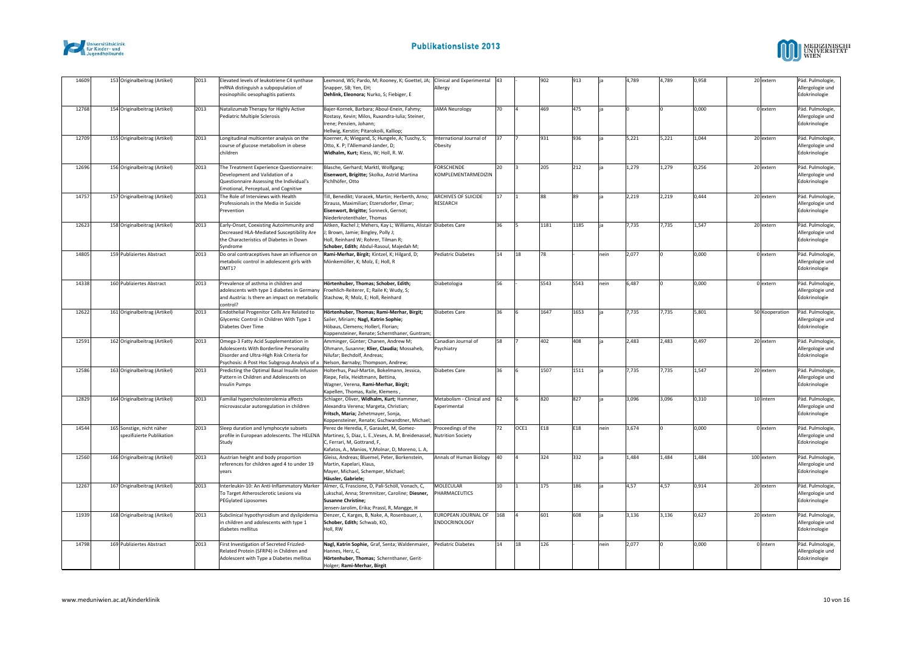| | | | | | | | | | | | | | | | | | |
|---|---|---|---|---|---|---|---|---|---|---|---|---|---|---|---|---|---|
| 14609 | 153 | Originalbeitrag (Artikel) | 2013 | Elevated levels of leukotriene C4 synthase mRNA distinguish a subpopulation of eosinophilic oesophagitis patients | Lexmond, WS; Pardo, M; Rooney, K; Goettel, JA; Snapper, SB; Yen, EH; **Dehlink, Eleonora;** Nurko, S; Fiebiger, E | Clinical and Experimental Allergy | 43 | - | 902 | 913 | ja | 4,789 | 4,789 | 0,958 | 20 | extern | Päd. Pulmologie, Allergologie und Edokrinologie |
| 12768 | 154 | Originalbeitrag (Artikel) | 2013 | Natalizumab Therapy for Highly Active Pediatric Multiple Sclerosis | Bajer-Kornek, Barbara; Aboul-Enein, Fahmy; Rostasy, Kevin; Milos, Ruxandra-Iulia; Steiner, Irene; Penzien, Johann; Hellwig, Kerstin; Pitarokoili, Kalliop; | JAMA Neurology | 70 | 4 | 469 | 475 | ja | 0 | 0 | 0,000 | 0 | extern | Päd. Pulmologie, Allergologie und Edokrinologie |
| 12709 | 155 | Originalbeitrag (Artikel) | 2013 | Longitudinal multicenter analysis on the course of glucose metabolism in obese children | Koerner, A; Wiegand, S; Hungele, A; Tuschy, S; Otto, K. P; l'Allemand-Jander, D; **Widhalm, Kurt;** Kiess, W; Holl, R. W. | International Journal of Obesity | 37 | 7 | 931 | 936 | ja | 5,221 | 5,221 | 1,044 | 20 | extern | Päd. Pulmologie, Allergologie und Edokrinologie |
| 12696 | 156 | Originalbeitrag (Artikel) | 2013 | The Treatment Experience Questionnaire: Development and Validation of a Questionnaire Assessing the Individual's Emotional, Perceptual, and Cognitive | Blasche, Gerhard; Marktl, Wolfgang; **Eisenwort, Brigitte;** Skolka, Astrid Martina Pichlhöfer, Otto | FORSCHENDE KOMPLEMENTARMEDIZIN | 20 | 3 | 205 | 212 | ja | 1,279 | 1,279 | 0,256 | 20 | extern | Päd. Pulmologie, Allergologie und Edokrinologie |
| 14757 | 157 | Originalbeitrag (Artikel) | 2013 | The Role of Interviews with Health Professionals in the Media in Suicide Prevention | Till, Benedikt; Voracek, Martin; Herberth, Arno; Strauss, Maximilian; Etzersdorfer, Elmar; **Eisenwort, Brigitte;** Sonneck, Gernot; Niederkrotenthaler, Thomas | ARCHIVES OF SUICIDE RESEARCH | 17 | 1 | 88 | 89 | ja | 2,219 | 2,219 | 0,444 | 20 | extern | Päd. Pulmologie, Allergologie und Edokrinologie |
| 12623 | 158 | Originalbeitrag (Artikel) | 2013 | Early-Onset, Coexisting Autoimmunity and Decreased HLA-Mediated Susceptibility Are the Characteristics of Diabetes in Down Syndrome | Aitken, Rachel J; Mehers, Kay L; Williams, Alistair J; Brown, Jamie; Bingley, Polly J; Holl, Reinhard W; Rohrer, Tilman R; **Schober, Edith;** Abdul-Rasoul, Majedah M; | Diabetes Care | 36 | 5 | 1181 | 1185 | ja | 7,735 | 7,735 | 1,547 | 20 | extern | Päd. Pulmologie, Allergologie und Edokrinologie |
| 14805 | 159 | Publiziertes Abstract | 2013 | Do oral contraceptives have an influence on metabolic control in adolescent girls with DMT1? | **Rami-Merhar, Birgit;** Kintzel, K; Hilgard, D; Mönkemöller, K; Molz, E; Holl, R | Pediatric Diabetes | 14 | 18 | 78 | - | nein | 2,077 | 0 | 0,000 | 0 | extern | Päd. Pulmologie, Allergologie und Edokrinologie |
| 14338 | 160 | Publiziertes Abstract | 2013 | Prevalence of asthma in children and adolescents with type 1 diabetes in Germany and Austria: Is there an impact on metabolic control? | **Hörtenhuber, Thomas; Schober, Edith;** Froehlich-Reiterer, E; Raile K; Wudy, S; Stachow, R; Molz, E; Holl, Reinhard | Diabetologia | 56 | - | S543 | S543 | nein | 6,487 | 0 | 0,000 | 0 | extern | Päd. Pulmologie, Allergologie und Edokrinologie |
| 12622 | 161 | Originalbeitrag (Artikel) | 2013 | Endothelial Progenitor Cells Are Related to Glycemic Control in Children With Type 1 Diabetes Over Time | **Hörtenhuber, Thomas; Rami-Merhar, Birgit;** Sailer, Miriam; **Nagl, Katrin Sophie;** Höbaus, Clemens; Hollerl, Florian; Koppensteiner, Renate; Schernthaner, Guntram; | Diabetes Care | 36 | 6 | 1647 | 1653 | ja | 7,735 | 7,735 | 5,801 | 50 | Kooperation | Päd. Pulmologie, Allergologie und Edokrinologie |
| 12591 | 162 | Originalbeitrag (Artikel) | 2013 | Omega-3 Fatty Acid Supplementation in Adolescents With Borderline Personality Disorder and Ultra-High Risk Criteria for Psychosis: A Post Hoc Subgroup Analysis of a | Amminger, Günter; Chanen, Andrew M; Ohmann, Susanne; **Klier, Claudia;** Mossaheb, Nilufar; Bechdolf, Andreas; Nelson, Barnaby; Thompson, Andrew; | Canadian Journal of Psychiatry | 58 | 7 | 402 | 408 | ja | 2,483 | 2,483 | 0,497 | 20 | extern | Päd. Pulmologie, Allergologie und Edokrinologie |
| 12586 | 163 | Originalbeitrag (Artikel) | 2013 | Predicting the Optimal Basal Insulin Infusion Pattern in Children and Adolescents on Insulin Pumps | Holterhus, Paul-Martin, Bokelmann, Jessica, Riepe, Felix, Heidtmann, Bettina, Wagner, Verena, **Rami-Merhar, Birgit;** Kapellen, Thomas, Raile, Klemens , | Diabetes Care | 36 | 6 | 1507 | 1511 | ja | 7,735 | 7,735 | 1,547 | 20 | extern | Päd. Pulmologie, Allergologie und Edokrinologie |
| 12829 | 164 | Originalbeitrag (Artikel) | 2013 | Familial hypercholesterolemia affects microvascular autoregulation in children | Schlager, Oliver; **Widhalm, Kurt;** Hammer, Alexandra Verena; Margeta, Christian; **Fritsch, Maria;** Zehetmayer, Sonja, Koppensteiner, Renate; Gschwandtner, Michael; | Metabolism - Clinical and Experimental | 62 | 6 | 820 | 827 | ja | 3,096 | 3,096 | 0,310 | 10 | intern | Päd. Pulmologie, Allergologie und Edokrinologie |
| 14544 | 165 | Sonstige, nicht näher spezifizierte Publikation | 2013 | Sleep duration and lymphocyte subsets profile in European adolescents. The HELENA Study | Perez de Heredia, F, Garaulet, M, Gomez-Martinez, S, Diaz, L. E.,Veses, A. M, Breidenassel, C, Ferrari, M, Gottrand, F, Kafatos, A., Manios, Y,Molnar, D, Moreno, L. A, | Proceedings of the Nutrition Society | 72 | OCE1 | E18 | E18 | nein | 3,674 | 0 | 0,000 | 0 | extern | Päd. Pulmologie, Allergologie und Edokrinologie |
| 12560 | 166 | Originalbeitrag (Artikel) | 2013 | Austrian height and body proportion references for children aged 4 to under 19 years | Gleiss, Andreas; Bluemel, Peter, Borkenstein, Martin, Kapelari, Klaus, Mayer, Michael, Schemper, Michael; **Häusler, Gabriele;** | Annals of Human Biology | 40 | 4 | 324 | 332 | ja | 1,484 | 1,484 | 1,484 | 100 | extern | Päd. Pulmologie, Allergologie und Edokrinologie |
| 12267 | 167 | Originalbeitrag (Artikel) | 2013 | Interleukin-10: An Anti-Inflammatory Marker To Target Atherosclerotic Lesions via PEGylated Liposomes | Almer, G, Frascione, D, Pali-Schöll, Vonach, C, Lukschal, Anna; Stremnitzer, Caroline; **Diesner, Susanne Christine;** Jensen-Jarolim, Erika; Prassl, R, Mangge, H | MOLECULAR PHARMACEUTICS | 10 | 1 | 175 | 186 | ja | 4,57 | 4,57 | 0,914 | 20 | extern | Päd. Pulmologie, Allergologie und Edokrinologie |
| 11939 | 168 | Originalbeitrag (Artikel) | 2013 | Subclinical hypothyroidism and dyslipidemia in children and adolescents with type 1 diabetes mellitus | Denzer, C, Karges, B, Nake, A, Rosenbauer, J, **Schober, Edith;** Schwab, KO, Holl, RW | EUROPEAN JOURNAL OF ENDOCRINOLOGY | 168 | 4 | 601 | 608 | ja | 3,136 | 3,136 | 0,627 | 20 | extern | Päd. Pulmologie, Allergologie und Edokrinologie |
| 14798 | 169 | Publiziertes Abstract | 2013 | First Investigation of Secreted Frizzled-Related Protein (SFRP4) in Children and Adolescent with Type a Diabetes mellitus | **Nagl, Katrin Sophie,** Graf, Senta; Waldenmaier, Hannes, Herz, C, **Hörtenhuber, Thomas;** Schernthaner, Gerit-Holger; **Rami-Merhar, Birgit** | Pediatric Diabetes | 14 | 18 | 126 | - | nein | 2,077 | 0 | 0,000 | 0 | intern | Päd. Pulmologie, Allergologie und Edokrinologie |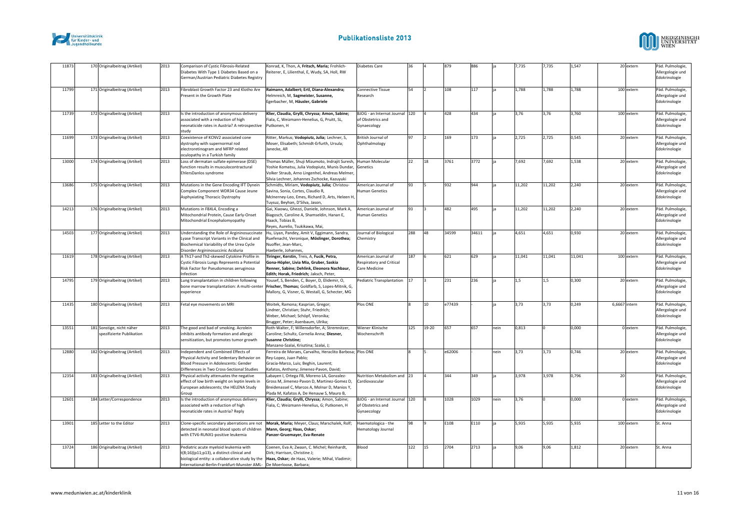| | | | | | | | | | | | | | | | | |
|---|---|---|---|---|---|---|---|---|---|---|---|---|---|---|---|---|
| 11873 | 170 | Originalbeitrag (Artikel) | 2013 | Comparison of Cystic Fibrosis-Related Diabetes With Type 1 Diabetes Based on a German/Austrian Pediatric Diabetes Registry | Konrad, K, Thon, A, **Fritsch, Maria;** Frohlich-Reiterer, E, Lilienthal, E, Wudy, SA, Holl, RW | Diabetes Care | 36 | 4 | 879 | 886 | ja | 7,735 | 7,735 | 1,547 | 20 | extern | Päd. Pulmologie, Allergologie und Edokrinologie |
| 11799 | 171 | Originalbeitrag (Artikel) | 2013 | Fibroblast Growth Factor 23 and Klotho Are Present in the Growth Plate | **Raimann, Adalbert; Ertl, Diana-Alexandra;** Helmreich, M, **Sagmeister, Susanne,** Egerbacher, M, **Häusler, Gabriele** | Connective Tissue Research | 54 | 2 | 108 | 117 | ja | 1,788 | 1,788 | 1,788 | 100 | extern | Päd. Pulmologie, Allergologie und Edokrinologie |
| 11739 | 172 | Originalbeitrag (Artikel) | 2013 | Is the introduction of anonymous delivery associated with a reduction of high neonaticide rates in Austria? A retrospective study | **Klier, Claudia, Grylli, Chryssa; Amon, Sabine;** Fiala, C, Weizmann-Henelius, G, Pruitt, SL, Putkonen, H | BJOG - an Internat Journal of Obstetrics and Gynaecology | 120 | 4 | 428 | 434 | ja | 3,76 | 3,76 | 3,760 | 100 | extern | Päd. Pulmologie, Allergologie und Edokrinologie |
| 11699 | 173 | Originalbeitrag (Artikel) | 2013 | Coexistence of KCNV2 associated cone dystrophy with supernormal rod electroretinogram and MFRP related oculopathy in a Turkish family | Ritter, Markus; **Vodopiutz, Julia;** Lechner, S, Moser, Elisabeth; Schmidt-Erfurth, Ursula; Janecke, AR | British Journal of Ophthalmology | 97 | 2 | 169 | 173 | ja | 2,725 | 2,725 | 0,545 | 20 | extern | Päd. Pulmologie, Allergologie und Edokrinologie |
| 13000 | 174 | Originalbeitrag (Artikel) | 2013 | Loss of dermatan sulfate epimerase (DSE) function results in musculocontractural EhlersDanlos syndrome | Thomas Müller, Shuji Mizumoto, Indrajit Suresh, Yoshie Komatsu, Julia Vodopiutz, Munis Dundar, Volker Straub, Arno Lingenhel, Andreas Melmer, Silvia Lechner, Johannes Zschocke, Kazuyuki | Human Molecular Genetics | 22 | 18 | 3761 | 3772 | ja | 7,692 | 7,692 | 1,538 | 20 | extern | Päd. Pulmologie, Allergologie und Edokrinologie |
| 13686 | 175 | Originalbeitrag (Artikel) | 2013 | Mutations in the Gene Encoding IFT Dynein Complex Component WDR34 Cause Jeune Asphyxiating Thoracic Dystrophy | Schmidts, Miriam, **Vodopiutz, Julia;** Christou-Savina, Sonia, Cortes, Claudio R, McInerney-Leo, Emes, Richard D, Arts, Heleen H, Tuysuz, Beyhan, D'Silva, Jason, | American Journal of Human Genetics | 93 | 5 | 932 | 944 | ja | 11,202 | 11,202 | 2,240 | 20 | extern | Päd. Pulmologie, Allergologie und Edokrinologie |
| 14213 | 176 | Originalbeitrag (Artikel) | 2013 | Mutations in FBXL4, Encoding a Mitochondrial Protein, Cause Early-Onset Mitochondrial Encephalomyopathy | Gai, Xiaowu, Ghezzi, Daniele, Johnson, Mark A, Biagosch, Caroline A, Shamseldin, Hanan E, Haack, Tobias B, Reyes, Aurelio, Tsukikawa, Mai, | American Journal of Human Genetics | 93 | 3 | 482 | 495 | ja | 11,202 | 11,202 | 2,240 | 20 | extern | Päd. Pulmologie, Allergologie und Edokrinologie |
| 14503 | 177 | Originalbeitrag (Artikel) | 2013 | Understanding the Role of Argininosuccinate Lyase Transcript Variants in the Clinical and Biochemical Variability of the Urea Cycle Disorder Argininosuccinic Aciduria | Hu, Liyan, Pandey, Amit V, Eggimann, Sandra, Ruefenacht, Veronique, **Möslinger, Dorothea;** Nuoffer, Jean-Marc, Haeberle, Johannes, | Journal of Biological Chemistry | 288 | 48 | 34599 | 34611 | ja | 4,651 | 4,651 | 0,930 | 20 | extern | Päd. Pulmologie, Allergologie und Edokrinologie |
| 11619 | 178 | Originalbeitrag (Artikel) | 2013 | A Th17-and Th2-skewed Cytokine Profile in Cystic Fibrosis Lungs Represents a Potential Risk Factor for Pseudomonas aeruginosa Infection | **Tiringer, Kerstin,** Treis, A, **Fucik, Petra, Gona-Höpler, Livia Mia, Gruber, Saskia Renner, Sabine; Dehlink, Eleonora Nachbaur, Edith; Horak, Friedrich;** Jaksch, Peter, | American Journal of Respiratory and Critical Care Medicine | 187 | 6 | 621 | 629 | ja | 11,041 | 11,041 | 11,041 | 100 | extern | Päd. Pulmologie, Allergologie und Edokrinologie |
| 14795 | 179 | Originalbeitrag (Artikel) | 2013 | Lung transplantation in children following bone marrow transplantation: A multi-center experience | Yousef, S, Benden, C, Boyer, D, Elidemir, O, **Frischer, Thomas;** Goldfarb, S, Lopes-Mitnik, G, Mallory, G, Visner, G, Westall, G, Schecter, MG | Pediatric Transplantation | 17 | 3 | 231 | 236 | ja | 1,5 | 1,5 | 0,300 | 20 | extern | Päd. Pulmologie, Allergologie und Edokrinologie |
| 11435 | 180 | Originalbeitrag (Artikel) | 2013 | Fetal eye movements on MRI | Woitek, Ramona; Kasprian, Gregor; Lindner, Christian; Stuhr, Friedrich; Weber, Michael; Schöpf, Veronika; Brugger, Peter; Asenbaum, Ulrika; | Plos ONE | 8 | 10 | e77439 | - | ja | 3,73 | 3,73 | 0,249 | 6,6667 | intern | Päd. Pulmologie, Allergologie und Edokrinologie |
| 13551 | 181 | Sonstige, nicht näher spezifizierte Publikation | 2013 | The good and bad of smoking. Acrolein inhibits antibody formation and allergic sensitization, but promotes tumor growth | Roth-Walter, F; Willensdorfer, A; Stremnitzer, Caroline; Schultz, Cornelia Anna; **Diesner, Susanne Christine;** Manzano-Szalai, Krisztina; Szalai, J; | Wiener Klinische Wochenschrift | 125 | 19-20 | 657 | 657 | nein | 0,813 | 0 | 0,000 | 0 | extern | Päd. Pulmologie, Allergologie und Edokrinologie |
| 12880 | 182 | Originalbeitrag (Artikel) | 2013 | Independent and Combined Effects of Physical Activity and Sedentary Behavior on Blood Pressure in Adolescents: Gender Differences in Two Cross-Sectional Studies | Ferreira de Moraes, Carvalho, Heraclito Barbosa; Rey-Lopez, Juan Pablo; Gracia-Marco, Luis; Beghin, Laurent; Kafatos, Anthony; Jimenez-Pavon, David; | Plos ONE | 8 | 5 | e62006 | - | nein | 3,73 | 3,73 | 0,746 | 20 | extern | Päd. Pulmologie, Allergologie und Edokrinologie |
| 12354 | 183 | Originalbeitrag (Artikel) | 2013 | Physical activity attenuates the negative effect of low birth weight on leptin levels in European adolescents; the HELENA Study Group | Labayen I, Ortega FB, Moreno LA, Gonzalez-Gross M, Jimenez-Pavon D, Martinez-Gomez D, Breidenassel C, Marcos A, Molnar D, Manios Y, Plada M, Kafatos A, De Henauw S, Mauro B, | Nutrition Metabolism and Cardiovascular | 23 | 4 | 344 | 349 | ja | 3,978 | 3,978 | 0,796 | 20 | | Päd. Pulmologie, Allergologie und Edokrinologie |
| 12601 | 184 | Letter/Correspondence | 2013 | Is the introduction of anonymous delivery associated with a reduction of high neonaticide rates in Austria? Reply | **Klier, Claudia; Grylli, Chryssa;** Amon, Sabine; Fiala, C; Weizmann-Henelius, G; Putkonen, H | BJOG - an Internat Journal of Obstetrics and Gynaecology | 120 | 8 | 1028 | 1029 | nein | 3,76 | 0 | 0,000 | 0 | extern | Päd. Pulmologie, Allergologie und Edokrinologie |
| 13901 | 185 | Letter to the Editor | 2013 | Clone-specific secondary aberrations are not detected in neonatal blood spots of children with ETV6-RUNX1-positive leukemia | **Morak, Maria;** Meyer, Claus; Marschalek, Rolf; **Mann, Georg; Haas, Oskar; Panzer-Gruemayer, Eva-Renate** | Haematologica - the Hematology Journal | 98 | 9 | E108 | E110 | ja | 5,935 | 5,935 | 5,935 | 100 | extern | St. Anna |
| 13724 | 186 | Originalbeitrag (Artikel) | 2013 | Pediatric acute myeloid leukemia with t(8;16)(p11;p13), a distinct clinical and biological entity: a collaborative study by the International-Berlin-Frankfurt-Munster AML- | Coenen, Eva A; Zwaan, C. Michel; Reinhardt, Dirk; Harrison, Christine J; **Haas, Oskar;** de Haas, Valerie; Mihal, Vladimir; De Moerloose, Barbara; | Blood | 122 | 15 | 2704 | 2713 | ja | 9,06 | 9,06 | 1,812 | 20 | extern | St. Anna |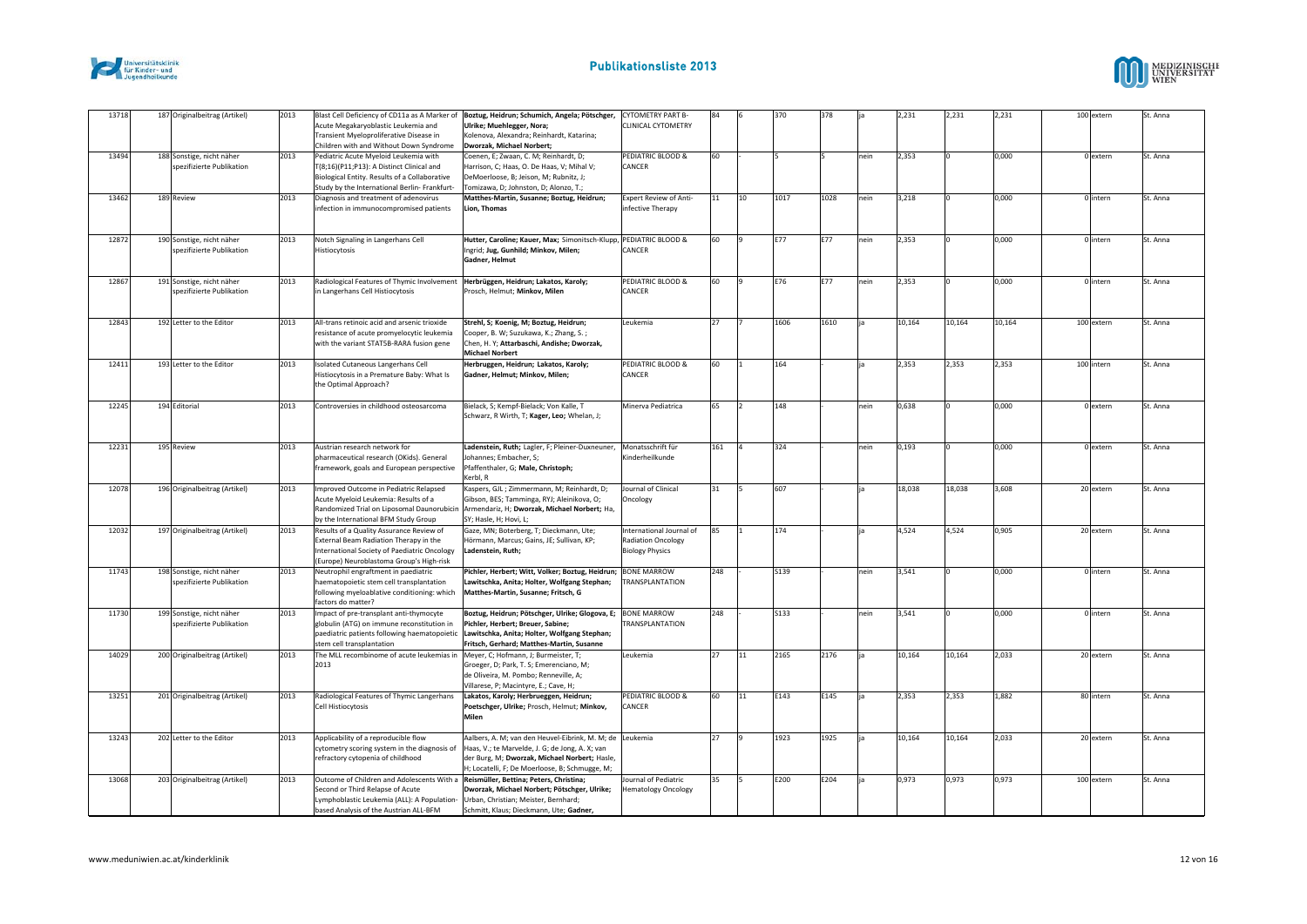| | | | | | | | | | | | | | | | | | | |
|---|---|---|---|---|---|---|---|---|---|---|---|---|---|---|---|---|---|---|
| 13718 | 187 | Originalbeitrag (Artikel) | 2013 | Blast Cell Deficiency of CD11a as A Marker of Acute Megakaryoblastic Leukemia and Transient Myeloproliferative Disease in Children with and Without Down Syndrome | **Boztug, Heidrun; Schumich, Angela; Pötschger, Ulrike; Muehlegger, Nora;** Kolenova, Alexandra; Reinhardt, Katarina; **Dworzak, Michael Norbert;** | CYTOMETRY PART B-CLINICAL CYTOMETRY | 84 | 6 | 370 | 378 | ja | 2,231 | 2,231 | 2,231 | | 100 | extern | St. Anna |
| 13494 | 188 | Sonstige, nicht näher spezifizierte Publikation | 2013 | Pediatric Acute Myeloid Leukemia with T(8;16)(P11;P13): A Distinct Clinical and Biological Entity. Results of a Collaborative Study by the International Berlin- Frankfurt- | Coenen, E; Zwaan, C. M; Reinhardt, D; Harrison, C; Haas, O. De Haas, V; Mihal V; DeMoerloose, B; Jeison, M; Rubnitz, J; Tomizawa, D; Johnston, D; Alonzo, T.; | PEDIATRIC BLOOD & CANCER | 60 | - | 5 | 5 | nein | 2,353 | 0 | 0,000 | | 0 | extern | St. Anna |
| 13462 | 189 | Review | 2013 | Diagnosis and treatment of adenovirus infection in immunocompromised patients | **Matthes-Martin, Susanne; Boztug, Heidrun; Lion, Thomas** | Expert Review of Anti-infective Therapy | 11 | 10 | 1017 | 1028 | nein | 3,218 | 0 | 0,000 | | 0 | intern | St. Anna |
| 12872 | 190 | Sonstige, nicht näher spezifizierte Publikation | 2013 | Notch Signaling in Langerhans Cell Histiocytosis | **Hutter, Caroline; Kauer, Max;** Simonitsch-Klupp, Ingrid; **Jug, Gunhild; Minkov, Milen; Gadner, Helmut** | PEDIATRIC BLOOD & CANCER | 60 | 9 | E77 | E77 | nein | 2,353 | 0 | 0,000 | | 0 | intern | St. Anna |
| 12867 | 191 | Sonstige, nicht näher spezifizierte Publikation | 2013 | Radiological Features of Thymic Involvement in Langerhans Cell Histiocytosis | **Herbrüggen, Heidrun; Lakatos, Karoly;** Prosch, Helmut; **Minkov, Milen** | PEDIATRIC BLOOD & CANCER | 60 | 9 | E76 | E77 | nein | 2,353 | 0 | 0,000 | | 0 | intern | St. Anna |
| 12843 | 192 | Letter to the Editor | 2013 | All-trans retinoic acid and arsenic trioxide resistance of acute promyelocytic leukemia with the variant STAT5B-RARA fusion gene | **Strehl, S; Koenig, M; Boztug, Heidrun;** Cooper, B. W; Suzukawa, K.; Zhang, S. ; Chen, H. Y; **Attarbaschi, Andishe; Dworzak, Michael Norbert** | Leukemia | 27 | 7 | 1606 | 1610 | ja | 10,164 | 10,164 | 10,164 | | 100 | extern | St. Anna |
| 12411 | 193 | Letter to the Editor | 2013 | Isolated Cutaneous Langerhans Cell Histiocytosis in a Premature Baby: What Is the Optimal Approach? | **Herbruggen, Heidrun; Lakatos, Karoly; Gadner, Helmut; Minkov, Milen;** | PEDIATRIC BLOOD & CANCER | 60 | 1 | 164 | - | ja | 2,353 | 2,353 | 2,353 | | 100 | intern | St. Anna |
| 12245 | 194 | Editorial | 2013 | Controversies in childhood osteosarcoma | Bielack, S; Kempf-Bielack; Von Kalle, T Schwarz, R Wirth, T; **Kager, Leo;** Whelan, J; | Minerva Pediatrica | 65 | 2 | 148 | - | nein | 0,638 | 0 | 0,000 | | 0 | extern | St. Anna |
| 12231 | 195 | Review | 2013 | Austrian research network for pharmaceutical research (OKids). General framework, goals and European perspective | **Ladenstein, Ruth;** Lagler, F; Pleiner-Duxneuner, Johannes; Embacher, S; Pfaffenthaler, G; **Male, Christoph;** Kerbl, R | Monatsschrift für Kinderheilkunde | 161 | 4 | 324 | - | nein | 0,193 | 0 | 0,000 | | 0 | extern | St. Anna |
| 12078 | 196 | Originalbeitrag (Artikel) | 2013 | Improved Outcome in Pediatric Relapsed Acute Myeloid Leukemia: Results of a Randomized Trial on Liposomal Daunorubicin by the International BFM Study Group | Kaspers, GJL ; Zimmermann, M; Reinhardt, D; Gibson, BES; Tamminga, RYJ; Aleinikova, O; Armendariz, H; **Dworzak, Michael Norbert;** Ha, SY; Hasle, H; Hovi, L; | Journal of Clinical Oncology | 31 | 5 | 607 | - | ja | 18,038 | 18,038 | 3,608 | | 20 | extern | St. Anna |
| 12032 | 197 | Originalbeitrag (Artikel) | 2013 | Results of a Quality Assurance Review of External Beam Radiation Therapy in the International Society of Paediatric Oncology (Europe) Neuroblastoma Group's High-risk | Gaze, MN; Boterberg, T; Dieckmann, Ute; Hörmann, Marcus; Gains, JE; Sullivan, KP; **Ladenstein, Ruth;** | International Journal of Radiation Oncology Biology Physics | 85 | 1 | 174 | - | ja | 4,524 | 4,524 | 0,905 | | 20 | extern | St. Anna |
| 11743 | 198 | Sonstige, nicht näher spezifizierte Publikation | 2013 | Neutrophil engraftment in paediatric haematopoietic stem cell transplantation following myeloablative conditioning: which factors do matter? | **Pichler, Herbert; Witt, Volker; Boztug, Heidrun; Lawitschka, Anita; Holter, Wolfgang Stephan; Matthes-Martin, Susanne; Fritsch, G** | BONE MARROW TRANSPLANTATION | 248 | - | S139 | - | nein | 3,541 | 0 | 0,000 | | 0 | intern | St. Anna |
| 11730 | 199 | Sonstige, nicht näher spezifizierte Publikation | 2013 | Impact of pre-transplant anti-thymocyte globulin (ATG) on immune reconstitution in paediatric patients following haematopoietic stem cell transplantation | **Boztug, Heidrun; Pötschger, Ulrike; Glogova, E; Pichler, Herbert; Breuer, Sabine; Lawitschka, Anita; Holter, Wolfgang Stephan; Fritsch, Gerhard; Matthes-Martin, Susanne** | BONE MARROW TRANSPLANTATION | 248 | - | S133 | - | nein | 3,541 | 0 | 0,000 | | 0 | intern | St. Anna |
| 14029 | 200 | Originalbeitrag (Artikel) | 2013 | The MLL recombinome of acute leukemias in 2013 | Meyer, C; Hofmann, J; Burmeister, T; Groeger, D; Park, T. S; Emerenciano, M; de Oliveira, M. Pombo; Renneville, A; Villarese, P; Macintyre, E.; Cave, H; | Leukemia | 27 | 11 | 2165 | 2176 | ja | 10,164 | 10,164 | 2,033 | | 20 | extern | St. Anna |
| 13251 | 201 | Originalbeitrag (Artikel) | 2013 | Radiological Features of Thymic Langerhans Cell Histiocytosis | **Lakatos, Karoly; Herbrueggen, Heidrun; Poetschger, Ulrike;** Prosch, Helmut; **Minkov, Milen** | PEDIATRIC BLOOD & CANCER | 60 | 11 | E143 | E145 | ja | 2,353 | 2,353 | 1,882 | | 80 | intern | St. Anna |
| 13243 | 202 | Letter to the Editor | 2013 | Applicability of a reproducible flow cytometry scoring system in the diagnosis of refractory cytopenia of childhood | Aalbers, A. M; van den Heuvel-Eibrink, M. M; de Haas, V.; te Marvelde, J. G; de Jong, A. X; van der Burg, M; **Dworzak, Michael Norbert;** Hasle, H; Locatelli, F; De Moerloose, B; Schmugge, M; | Leukemia | 27 | 9 | 1923 | 1925 | ja | 10,164 | 10,164 | 2,033 | | 20 | extern | St. Anna |
| 13068 | 203 | Originalbeitrag (Artikel) | 2013 | Outcome of Children and Adolescents With a Second or Third Relapse of Acute Lymphoblastic Leukemia (ALL): A Population-based Analysis of the Austrian ALL-BFM | **Reismüller, Bettina; Peters, Christina; Dworzak, Michael Norbert; Pötschger, Ulrike;** Urban, Christian; Meister, Bernhard; Schmitt, Klaus; Dieckmann, Ute; **Gadner,** | Journal of Pediatric Hematology Oncology | 35 | 5 | E200 | E204 | ja | 0,973 | 0,973 | 0,973 | | 100 | extern | St. Anna |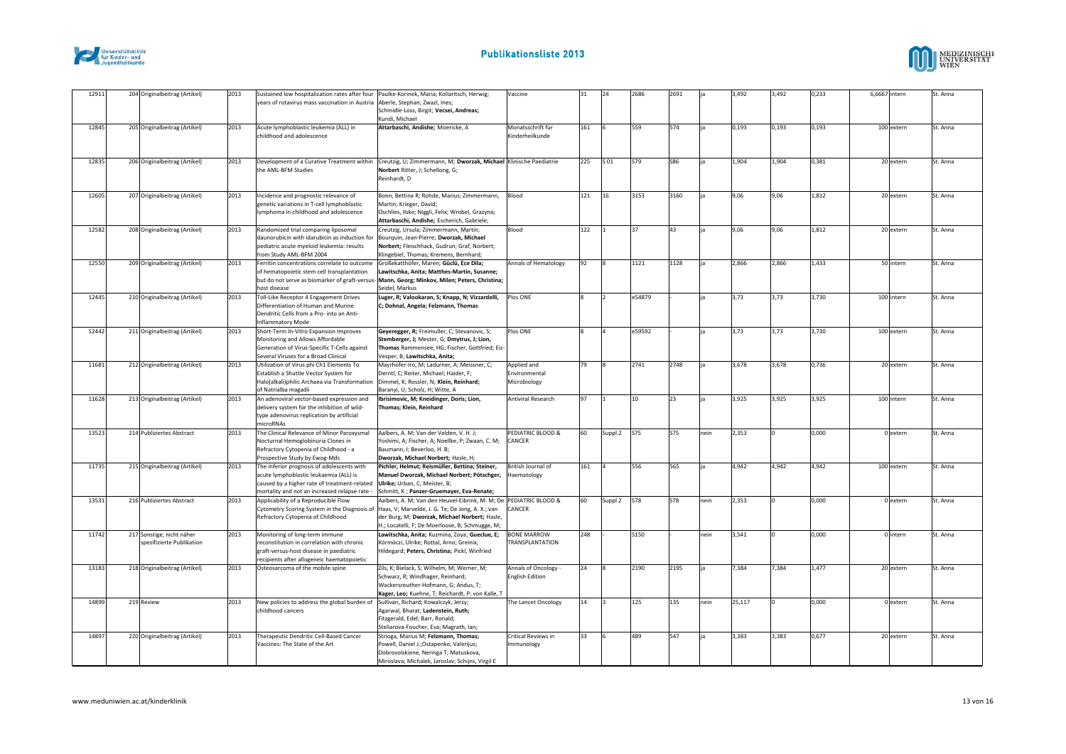| | | | | | | | | | | | | | | | | | | |
|---|---|---|---|---|---|---|---|---|---|---|---|---|---|---|---|---|---|---|
| 12911 | 204 | Originalbeitrag (Artikel) | 2013 | Sustained low hospitalization rates after four years of rotavirus mass vaccination in Austria | Paulke-Korinek, Maria; Kollaritsch, Herwig; Aberle, Stephan; Zwazl, Ines; Schmidle-Loss, Birgit; **Vecsei, Andreas;** Kundi, Michael | Vaccine | 31 | 24 | 2686 | 2691 | ja | 3,492 | 3,492 | 0,233 | | 6,6667 | intern | St. Anna |
| 12845 | 205 | Originalbeitrag (Artikel) | 2013 | Acute lymphoblastic leukemia (ALL) in childhood and adolescence | **Attarbaschi, Andishe;** Moericke, A | Monatsschrift für Kinderheilkunde | 161 | 6 | 559 | 574 | ja | 0,193 | 0,193 | 0,193 | | 100 | extern | St. Anna |
| 12835 | 206 | Originalbeitrag (Artikel) | 2013 | Development of a Curative Treatment within the AML-BFM Studies | Creutzig, U; Zimmermann, M; **Dworzak, Michael Norbert** Ritter, J; Schellong, G; Reinhardt, D | Klinische Paediatrie | 225 | S 01 | S79 | S86 | ja | 1,904 | 1,904 | 0,381 | | 20 | extern | St. Anna |
| 12605 | 207 | Originalbeitrag (Artikel) | 2013 | Incidence and prognostic relevance of genetic variations in T-cell lymphoblastic lymphoma in childhood and adolescence | Bonn, Bettina R; Rohde, Marius; Zimmermann, Martin; Krieger, David; Oschlies, Ilske; Niggli, Felix; Wrobel, Grazyna; **Attarbaschi, Andishe;** Escherich, Gabriele; | Blood | 121 | 16 | 3153 | 3160 | ja | 9,06 | 9,06 | 1,812 | | 20 | extern | St. Anna |
| 12582 | 208 | Originalbeitrag (Artikel) | 2013 | Randomized trial comparing liposomal daunorubicin with idarubicin as induction for pediatric acute myeloid leukemia: results from Study AML-BFM 2004 | Creutzig, Ursula; Zimmermann, Martin; Bourquin, Jean-Pierre; **Dworzak, Michael Norbert;** Fleischhack, Gudrun; Graf, Norbert; Klingebiel, Thomas; Kremens, Bernhard; | Blood | 122 | 1 | 37 | 43 | ja | 9,06 | 9,06 | 1,812 | | 20 | extern | St. Anna |
| 12550 | 209 | Originalbeitrag (Artikel) | 2013 | Ferritin concentrations correlate to outcome of hematopoietic stem cell transplantation but do not serve as biomarker of graft-versus-host disease | Großekatthöfer, Maren; **Güclü, Ece Dila; Lawitschka, Anita; Matthes-Martin, Susanne; Mann, Georg; Minkov, Milen; Peters, Christina;** Seidel, Markus | Annals of Hematology | 92 | 8 | 1121 | 1128 | ja | 2,866 | 2,866 | 1,433 | | 50 | intern | St. Anna |
| 12445 | 210 | Originalbeitrag (Artikel) | 2013 | Toll-Like Receptor 4 Engagement Drives Differentiation of Human and Murine Dendritic Cells from a Pro- into an Anti-Inflammatory Mode | **Luger, R; Valookaran, S; Knapp, N; Vizzardelli, C; Dohnal, Angela; Felzmann, Thomas** | Plos ONE | 8 | 2 | e54879 | - | ja | 3,73 | 3,73 | 3,730 | | 100 | intern | St. Anna |
| 12442 | 211 | Originalbeitrag (Artikel) | 2013 | Short-Term In-Vitro Expansion Improves Monitoring and Allows Affordable Generation of Virus-Specific T-Cells against Several Viruses for a Broad Clinical | **Geyeregger, R;** Freimuller, C; Stevanovic, S; **Stemberger, J;** Mester, G; **Dmytrus, J; Lion, Thomas** Rammensee, HG; Fischer, Gottfried; Eiz-Vesper, B; **Lawitschka, Anita;** | Plos ONE | 8 | 4 | e59592 | - | ja | 3,73 | 3,73 | 3,730 | | 100 | extern | St. Anna |
| 11681 | 212 | Originalbeitrag (Artikel) | 2013 | Utilization of Virus phi Ch1 Elements To Establish a Shuttle Vector System for Halo(alkali)philic Archaea via Transformation of Natrialba magadii | Mayrhofer-Iro, M; Ladurner, A; Meissner, C; Derntl, C; Reiter, Michael; Haider, F; Dimmel, K; Rossler, N; **Klein, Reinhard;** Baranyi, U; Scholz, H; Witte, A | Applied and Environmental Microbiology | 79 | 8 | 2741 | 2748 | ja | 3,678 | 3,678 | 0,736 | | 20 | extern | St. Anna |
| 11628 | 213 | Originalbeitrag (Artikel) | 2013 | An adenoviral vector-based expression and delivery system for the inhibition of wild-type adenovirus replication by artificial microRNAs | **Ibrisimovic, M; Kneidinger, Doris; Lion, Thomas; Klein, Reinhard** | Antiviral Research | 97 | 1 | 10 | 23 | ja | 3,925 | 3,925 | 3,925 | | 100 | intern | St. Anna |
| 13523 | 214 | Publiziertes Abstract | 2013 | The Clinical Relevance of Minor Paroxysmal Nocturnal Hemoglobinuria Clones in Refractory Cytopenia of Childhood - a Prospective Study by Ewog-Mds | Aalbers, A. M; Van der Velden, V. H. J; Yoshimi, A; Fischer, A; Noellke, P; Zwaan, C. M; Baumann, I; Beverloo, H. B; **Dworzak, Michael Norbert;** Hasle, H; | PEDIATRIC BLOOD & CANCER | 60 | Suppl.2 | S75 | S75 | nein | 2,353 | 0 | 0,000 | | 0 | extern | St. Anna |
| 11735 | 215 | Originalbeitrag (Artikel) | 2013 | The inferior prognosis of adolescents with acute lymphoblastic leukaemia (ALL) is caused by a higher rate of treatment-related mortality and not an increased relapse rate - | **Pichler, Helmut; Reismüller, Bettina; Steiner, Manuel Dworzak, Michael Norbert; Pötschger, Ulrike;** Urban, C; Meister, B; Schmitt, K ; **Panzer-Gruemayer, Eva-Renate;** | British Journal of Haematology | 161 | 4 | 556 | 565 | ja | 4,942 | 4,942 | 4,942 | | 100 | extern | St. Anna |
| 13531 | 216 | Publiziertes Abstract | 2013 | Applicability of a Reproducible Flow Cytometry Scoring System in the Diagnosis of Refractory Cytopenia of Childhood | Aalbers, A. M; Van den Heuvel-Eibrink, M. M; De Haas, V; Marvelde, J. G. Te; De Jong, A. X.; van der Burg, M; **Dworzak, Michael Norbert;** Hasle, H.; Locatelli, F; De Moerloose, B; Schmugge, M; | PEDIATRIC BLOOD & CANCER | 60 | Suppl 2 | S78 | S78 | nein | 2,353 | 0 | 0,000 | | 0 | extern | St. Anna |
| 11742 | 217 | Sonstige, nicht näher spezifizierte Publikation | 2013 | Monitoring of long-term immune reconstitution in correlation with chronic graft-versus-host disease in paediatric recipients after allogeneic haematopoietic | **Lawitschka, Anita;** Kuzmina, Zoya; **Gueclue, E;** Körmöczi, Ulrike; Rottal, Arno; Greinix, Hildegard; **Peters, Christina;** Pickl, Winfried | BONE MARROW TRANSPLANTATION | 248 | - | S150 | - | nein | 3,541 | 0 | 0,000 | | 0 | intern | St. Anna |
| 13183 | 218 | Originalbeitrag (Artikel) | 2013 | Osteosarcoma of the mobile spine | Zils, K; Bielack, S; Wilhelm, M; Werner, M; Schwarz, R; Windhager, Reinhard; Wackersreuther-Hofmann, G; Andus, T; **Kager, Leo;** Kuehne, T; Reichardt, P; von Kalle, T | Annals of Oncology - English Edition | 24 | 8 | 2190 | 2195 | ja | 7,384 | 7,384 | 1,477 | | 20 | extern | St. Anna |
| 14899 | 219 | Review | 2013 | New policies to address the global burden of childhood cancers | Sullivan, Richard; Kowalczyk, Jerzy; Agarwal, Bharat; **Ladenstein, Ruth;** Fitzgerald, Edel; Barr, Ronald; Steliarova-Foucher, Eva; Magrath, Ian; | The Lancet Oncology | 14 | 3 | 125 | 135 | nein | 25,117 | 0 | 0,000 | | 0 | extern | St. Anna |
| 14897 | 220 | Originalbeitrag (Artikel) | 2013 | Therapeutic Dendritic Cell-Based Cancer Vaccines: The State of the Art | Strioga, Marius M; **Felzmann, Thomas;** Powell, Daniel J.;Ostapenko, Valerijus; Dobrovolskiene, Neringa T; Matuskova, Miroslava; Michalek, Jaroslav; Schijns, Virgil E | Critical Reviews in Immunology | 33 | 6 | 489 | 547 | ja | 3,383 | 3,383 | 0,677 | | 20 | extern | St. Anna |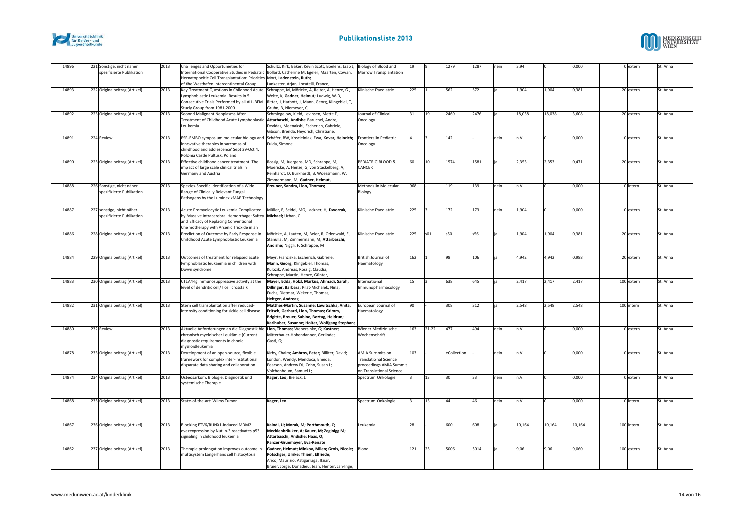| 14896 | 221 | Sonstige, nicht näher spezifizierte Publikation | 2013 | Challenges and Opportunieties for International Cooperative Studies in Pediatric Hematopoeitic Cell Transplantation: Priorities of the Westhafen Intercontinental Group | Schultz, Kirk, Baker, Kevin Scott, Boelens, Jaap J, Bollard, Catherine M, Egeler, Maarten, Cowan, Mort, **Ladenstein, Ruth;** Lankester, Arjan, Locatelli, Franco, | Biology of Blood and Marrow Transplantation | 19 | 9 | 1279 | 1287 | nein | 3,94 | 0 | 0,000 | 0 | extern | St. Anna |
|---|---|---|---|---|---|---|---|---|---|---|---|---|---|---|---|---|---|
| 14893 | 222 | Originalbeitrag (Artikel) | 2013 | Key Treatment Questions in Childhood Acute Lymphoblastic Leukemia: Results in 5 Consecutive Trials Performed by all ALL-BFM Study Group from 1981-2000 | Schrappe, M, Möricke, A, Reiter, A, Henze, G , Welte, K, **Gadner, Helmut;** Ludwig, W-D, Ritter, J, Harbott, J, Mann, Georg, Klingebiel, T, Gruhn, B, Niemeyer, C, | Klinische Paediatrie | 225 | 1 | 562 | 572 | ja | 1,904 | 1,904 | 0,381 | 20 | extern | St. Anna |
| 14892 | 223 | Originalbeitrag (Artikel) | 2013 | Second Malignant Neoplasms After Treatment of Childhood Acute Lymphoblastic Leukemia | Schmiegelow, Kjeld, Levinsen, Mette F, **Attarbaschi, Andishe** Baruchel, Andre, Devidas, Meenakshi, Escherich, Gabriele, Gibson, Brenda, Heydrich, Christiane, | Journal of Clinical Oncology | 31 | 19 | 2469 | 2476 | ja | 18,038 | 18,038 | 3,608 | 20 | extern | St. Anna |
| 14891 | 224 | Review | 2013 | ESF-EMBO symposium molecular biology and innovative therapies in sarcomas of childhood and adolescence' Sept 29-Oct 4, Polonia Castle Pultusk, Poland | Schäfer, BW, Koscielniak, Ewa, **Kovar, Heinrich;** Fulda, Simone | Frontiers in Pediatric Oncology | 4 | 3 | 142 | - | nein | n.V. | 0 | 0,000 | 0 | extern | St. Anna |
| 14890 | 225 | Originalbeitrag (Artikel) | 2013 | Effective childhood cancer treatment: The impact of large scale clinical trials in Germany and Austria | Rossig, M, Juergens, MD, Schrappe, M, Moericke, A, Henze, G, von Stackelberg, A, Reinhardt, D, Burkhardt, B, Woessmann, W, Zimmermann, M, **Gadner, Helmut,** | PEDIATRIC BLOOD & CANCER | 60 | 10 | 1574 | 1581 | ja | 2,353 | 2,353 | 0,471 | 20 | extern | St. Anna |
| 14888 | 226 | Sonstige, nicht näher spezifizierte Publikation | 2013 | Species-Specific Identification of a Wide Range of Clinically Relevant Fungal Pathogens by the Luminex xMAP Technology | **Preuner, Sandra, Lion, Thomas;** | Methods in Molecular Biology | 968 | - | 119 | 139 | nein | n.V. | 0 | 0,000 | 0 | intern | St. Anna |
| 14887 | 227 | sonstige, nicht näher spezifizierte Publikation | 2013 | Acute Promyelocytic Leukemia Complicated by Massive Intracerebral Hemorrhage: Saftey and Efficacy of Replacing Conventional Chemotherapy with Arsenic Trioxide in an | Müller, E, Seidel, MG, Lackner, H, **Dworzak, Michael;** Urban, C | Klinische Paediatrie | 225 | 3 | 172 | 173 | nein | 1,904 | 0 | 0,000 | 0 | extern | St. Anna |
| 14886 | 228 | Originalbeitrag (Artikel) | 2013 | Prediction of Outcome by Early Response in Childhood Acute Lymphoblastic Leukemia | Möricke, A, Lauten, M, Beier, R, Odenwald, E, Stanulla, M, Zimmermann, M, **Attarbaschi, Andishe;** Niggli, F, Schrappe, M | Klinische Paediatrie | 225 | s01 | s50 | s56 | ja | 1,904 | 1,904 | 0,381 | 20 | extern | St. Anna |
| 14884 | 229 | Originalbeitrag (Artikel) | 2013 | Outcomes of treatment for relapsed acute lymphoblastic leukaemia in children with Down syndrome | Meyr, Franziska, Escherich, Gabriele, **Mann, Georg,** Klingebiel, Thomas, Kulozik, Andreas, Rossig, Claudia, Schrappe, Martin, Henze, Günter, | British Journal of Haematology | 162 | 1 | 98 | 106 | ja | 4,942 | 4,942 | 0,988 | 20 | extern | St. Anna |
| 14883 | 230 | Originalbeitrag (Artikel) | 2013 | CTLA4-Ig immunosuppressive activity at the level of dendritic cell/T cell crosstalk | **Mayer, Edda, Hölzl, Markus, Ahmadi, Sarah; Dillinger, Barbara;** Pilat-Michalek, Nina; Fuchs, Dietmar, Wekerle, Thomas, **Heitger, Andreas;** | International Immunopharmacology | 15 | 3 | 638 | 645 | ja | 2,417 | 2,417 | 2,417 | 100 | extern | St. Anna |
| 14882 | 231 | Originalbeitrag (Artikel) | 2013 | Stem cell transplantation after reduced-intensity conditioning for sickle cell disease | **Matthes-Martin, Susanne; Lawitschka, Anita, Fritsch, Gerhard, Lion, Thomas; Grimm, Brigitte, Breuer, Sabine, Boztug, Heidrun; Karlhuber, Susanne; Holter, Wolfgang Stephan;** | European Journal of Haematology | 90 | - | 308 | 312 | ja | 2,548 | 2,548 | 2,548 | 100 | intern | St. Anna |
| 14880 | 232 | Review | 2013 | Aktuelle Anforderungen an die Diagnostik bie chronisch myeloischer Leukämie (Current diagnostic requirements in chonic myeloidleukemia | **Lion, Thomas;** Webersinke, G; **Kastner;** Mitterbauer-Hohendanner, Gerlinde; Gastl, G; | Wiener Medizinische Wochenschrift | 163 | 21-22 | 477 | 494 | nein | n.V. | 0 | 0,000 | 0 | extern | St. Anna |
| 14878 | 233 | Originalbeitrag (Artikel) | 2013 | Development of an open-source, flexible framework for complex inter-institutional disparate data sharing and collaboration | Kirby, Chaim; **Ambros, Peter;** Billiter, David; London, Wendy; Mendoca, Eneida; Pearson, Andrew DJ; Cohn, Susan L; Volchenboum, Samuel L; | AMIA Summits on Translational Science proceedings AMIA Summit on Translational Science | 103 | - | eCollection | - | nein | n.V. | 0 | 0,000 | 0 | extern | St. Anna |
| 14874 | 234 | Originalbeitrag (Artikel) | 2013 | Osteosarkom: Biologie, Diagnostik und systemische Therapie | **Kager, Leo;** Bielack, L | Spectrum Onkologie | 3 | 13 | 30 | 33 | nein | n.V. | 0 | 0,000 | 0 | extern | St. Anna |
| 14868 | 235 | Originalbeitrag (Artikel) | 2013 | State-of-the-art: Wilms Tumor | **Kager, Leo** | Spectrum Onkologie | 3 | 13 | 44 | 46 | nein | n.V. | 0 | 0,000 | 0 | intern | St. Anna |
| 14867 | 236 | Originalbeitrag (Artikel) | 2013 | Blocking ETV6/RUNX1-induced MDM2 overexpression by Nutlin-3 reactivates p53 signaling in childhood leukemia | **Kaindl, U; Morak, M; Porthmouth, C; Mecklenbräuker, A; Kauer, M; Zeginigg M; Attarbaschi, Andishe; Haas, O; Panzer-Gruemayer, Eva-Renate** | Leukemia | 28 | - | 600 | 608 | ja | 10,164 | 10,164 | 10,164 | 100 | intern | St. Anna |
| 14862 | 237 | Originalbeitrag (Artikel) | 2013 | Therapie prolongation improves outcome in multisystem Langerhans cell histocytosis | **Gadner, Helmut; Minkov, Milen; Grois, Nicole; Pötschger, Ulrike; Thiem, Elfriede;** Arico, Maurizio; Astigarraga, Itziar; Braier, Jorge; Donadieu, Jean; Henter, Jan-Inge; | Blood | 121 | 25 | 5006 | 5014 | ja | 9,06 | 9,06 | 9,060 | 100 | extern | St. Anna |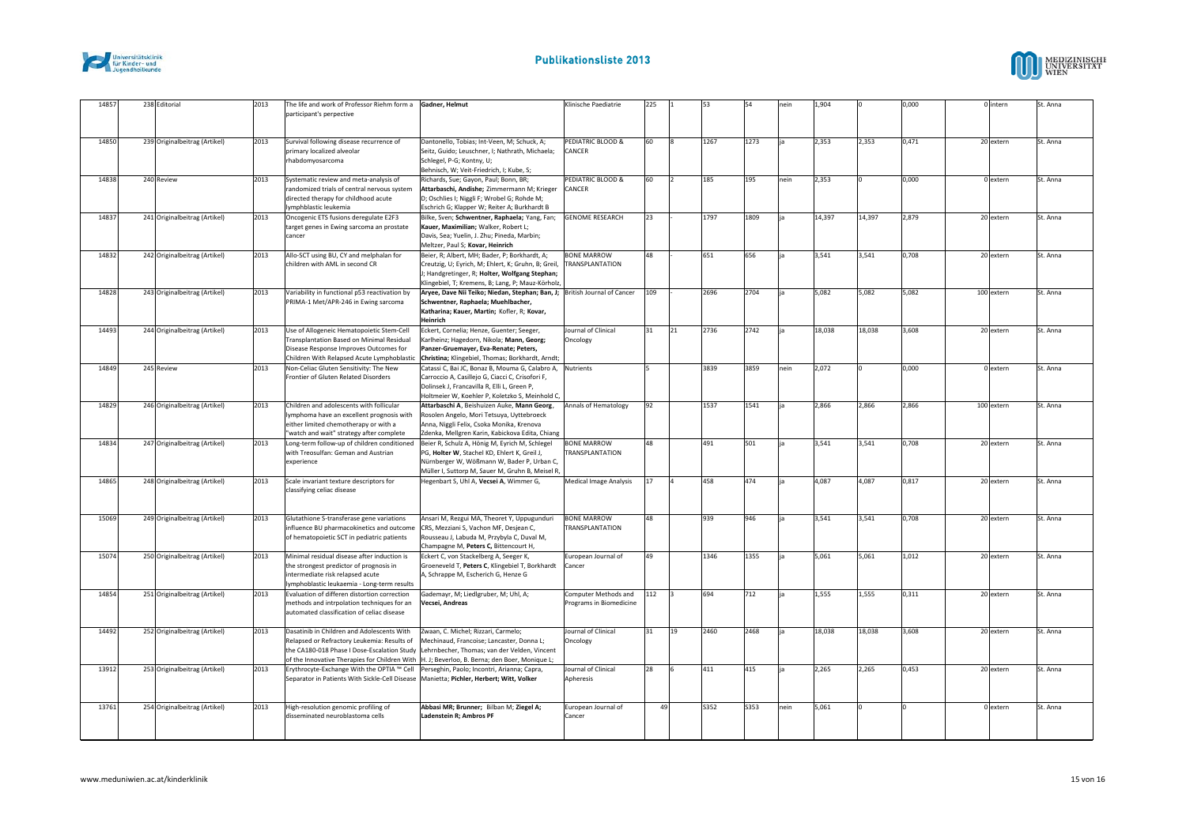| | | | | | | | | | | | | | | | | | |
|---|---|---|---|---|---|---|---|---|---|---|---|---|---|---|---|---|---|
| 14857 | 238 | Editorial | 2013 | The life and work of Professor Riehm form a participant's perpective | **Gadner, Helmut** | Klinische Paediatrie | 225 | 1 | 53 | 54 | nein | 1,904 | 0 | 0,000 | 0 | intern | St. Anna |
| 14850 | 239 | Originalbeitrag (Artikel) | 2013 | Survival following disease recurrence of primary localized alveolar rhabdomyosarcoma | Dantonello, Tobias; Int-Veen, M; Schuck, A; Seitz, Guido; Leuschner, I; Nathrath, Michaela; Schlegel, P-G; Kontny, U; Behnisch, W; Veit-Friedrich, I; Kube, S; | PEDIATRIC BLOOD & CANCER | 60 | 8 | 1267 | 1273 | ja | 2,353 | 2,353 | 0,471 | 20 | extern | St. Anna |
| 14838 | 240 | Review | 2013 | Systematic review and meta-analysis of randomized trials of central nervous system directed therapy for childhood acute lymphoblastic leukemia | Richards, Sue; Gayon, Paul; Bonn, BR; **Attarbaschi, Andishe;** Zimmermann M; Krieger D; Oschlies I; Niggli F; Wrobel G; Rohde M; Eschrich G; Klapper W; Reiter A; Burkhardt B | PEDIATRIC BLOOD & CANCER | 60 | 2 | 185 | 195 | nein | 2,353 | 0 | 0,000 | 0 | extern | St. Anna |
| 14837 | 241 | Originalbeitrag (Artikel) | 2013 | Oncogenic ETS fusions deregulate E2F3 target genes in Ewing sarcoma an prostate cancer | Bilke, Sven; **Schwentner, Raphaela;** Yang, Fan; **Kauer, Maximilian;** Walker, Robert L; Davis, Sea; Yuelin, J. Zhu; Pineda, Marbin; Meltzer, Paul S; **Kovar, Heinrich** | GENOME RESEARCH | 23 | - | 1797 | 1809 | ja | 14,397 | 14,397 | 2,879 | 20 | extern | St. Anna |
| 14832 | 242 | Originalbeitrag (Artikel) | 2013 | Allo-SCT using BU, CY and melphalan for children with AML in second CR | Beier, R; Albert, MH; Bader, P; Borkhardt, A; Creutzig, U; Eyrich, M; Ehlert, K; Gruhn, B; Greil, J; Handgretinger, R; **Holter, Wolfgang Stephan;** Klingebiel, T; Kremens, B; Lang, P; Mauz-Körholz, | BONE MARROW TRANSPLANTATION | 48 | - | 651 | 656 | ja | 3,541 | 3,541 | 0,708 | 20 | extern | St. Anna |
| 14828 | 243 | Originalbeitrag (Artikel) | 2013 | Variability in functional p53 reactivation by PRIMA-1 Met/APR-246 in Ewing sarcoma | **Aryee, Dave Nii Teiko; Niedan, Stephan; Ban, J; Schwentner, Raphaela; Muehlbacher, Katharina; Kauer, Martin;** Kofler, R; **Kovar, Heinrich** | British Journal of Cancer | 109 | - | 2696 | 2704 | ja | 5,082 | 5,082 | 5,082 | 100 | extern | St. Anna |
| 14493 | 244 | Originalbeitrag (Artikel) | 2013 | Use of Allogeneic Hematopoietic Stem-Cell Transplantation Based on Minimal Residual Disease Response Improves Outcomes for Children With Relapsed Acute Lymphoblastic | Eckert, Cornelia; Henze, Guenter; Seeger, Karlheinz; Hagedorn, Nikola; **Mann, Georg; Panzer-Gruemayer, Eva-Renate; Peters, Christina;** Klingebiel, Thomas; Borkhardt, Arndt; | Journal of Clinical Oncology | 31 | 21 | 2736 | 2742 | ja | 18,038 | 18,038 | 3,608 | 20 | extern | St. Anna |
| 14849 | 245 | Review | 2013 | Non-Celiac Gluten Sensitivity: The New Frontier of Gluten Related Disorders | Catassi C, Bai JC, Bonaz B, Mouma G, Calabro A, Carroccio A, Casillejo G, Ciacci C, Crisofori F, Dolinsek J, Francavilla R, Elli L, Green P, Holtmeier W, Koehler P, Koletzko S, Meinhold C, | Nutrients | 5 | | 3839 | 3859 | nein | 2,072 | 0 | 0,000 | 0 | extern | St. Anna |
| 14829 | 246 | Originalbeitrag (Artikel) | 2013 | Children and adolescents with follicular lymphoma have an excellent prognosis with either limited chemotherapy or with a "watch and wait" strategy after complete | **Attarbaschi A**, Beishuizen Auke, **Mann Georg**, Rosolen Angelo, Mori Tetsuya, Uyttebroeck Anna, Niggli Felix, Csoka Monika, Krenova Zdenka, Mellgren Karin, Kabickova Edita, Chiang | Annals of Hematology | 92 | | 1537 | 1541 | ja | 2,866 | 2,866 | 2,866 | 100 | extern | St. Anna |
| 14834 | 247 | Originalbeitrag (Artikel) | 2013 | Long-term follow-up of children conditioned with Treosulfan: Geman and Austrian experience | Beier R, Schulz A, Hönig M, Eyrich M, Schlegel PG, **Holter W**, Stachel KD, Ehlert K, Greil J, Nürnberger W, Wößmann W, Bader P, Urban C, Müller I, Suttorp M, Sauer M, Gruhn B, Meisel R, | BONE MARROW TRANSPLANTATION | 48 | | 491 | 501 | ja | 3,541 | 3,541 | 0,708 | 20 | extern | St. Anna |
| 14865 | 248 | Originalbeitrag (Artikel) | 2013 | Scale invariant texture descriptors for classifying celiac disease | Hegenbart S, Uhl A, **Vecsei A**, Wimmer G, | Medical Image Analysis | 17 | 4 | 458 | 474 | ja | 4,087 | 4,087 | 0,817 | 20 | extern | St. Anna |
| 15069 | 249 | Originalbeitrag (Artikel) | 2013 | Glutathione S-transferase gene variations influence BU pharmacokinetics and outcome of hematopoietic SCT in pediatric patients | Ansari M, Rezgui MA, Theoret Y, Uppugunduri CRS, Mezziani S, Vachon MF, Desjean C, Rousseau J, Labuda M, Przybyla C, Duval M, Champagne M, **Peters C**, Bittencourt H, | BONE MARROW TRANSPLANTATION | 48 | | 939 | 946 | ja | 3,541 | 3,541 | 0,708 | 20 | extern | St. Anna |
| 15074 | 250 | Originalbeitrag (Artikel) | 2013 | Minimal residual disease after induction is the strongest predictor of prognosis in intermediate risk relapsed acute lymphoblastic leukaemia - Long-term results | Eckert C, von Stackelberg A, Seeger K, Groeneveld T, **Peters C**, Klingebiel T, Borkhardt A, Schrappe M, Escherich G, Henze G | European Journal of Cancer | 49 | | 1346 | 1355 | ja | 5,061 | 5,061 | 1,012 | 20 | extern | St. Anna |
| 14854 | 251 | Originalbeitrag (Artikel) | 2013 | Evaluation of differen distortion correction methods and intrpolation techniques for an automated classification of celiac disease | Gademayr, M; Liedlgruber, M; Uhl, A; **Vecsei, Andreas** | Computer Methods and Programs in Biomedicine | 112 | 3 | 694 | 712 | ja | 1,555 | 1,555 | 0,311 | 20 | extern | St. Anna |
| 14492 | 252 | Originalbeitrag (Artikel) | 2013 | Dasatinib in Children and Adolescents With Relapsed or Refractory Leukemia: Results of the CA180-018 Phase I Dose-Escalation Study of the Innovative Therapies for Children With | Zwaan, C. Michel; Rizzari, Carmelo; Mechinaud, Francoise; Lancaster, Donna L; Lehrnbecher, Thomas; van der Velden, Vincent H. J.; Beverloo, B. Berna; den Boer, Monique L; | Journal of Clinical Oncology | 31 | 19 | 2460 | 2468 | ja | 18,038 | 18,038 | 3,608 | 20 | extern | St. Anna |
| 13912 | 253 | Originalbeitrag (Artikel) | 2013 | Erythrocyte-Exchange With the OPTIA ™ Cell Separator in Patients With Sickle-Cell Disease | Perseghin, Paolo; Incontri, Arianna; Capra, Manietta; **Pichler, Herbert; Witt, Volker** | Journal of Clinical Apheresis | 28 | 6 | 411 | 415 | ja | 2,265 | 2,265 | 0,453 | 20 | extern | St. Anna |
| 13761 | 254 | Originalbeitrag (Artikel) | 2013 | High-resolution genomic profiling of disseminated neuroblastoma cells | **Abbasi MR; Brunner;** Bilban M; **Ziegel A; Ladenstein R; Ambros PF** | European Journal of Cancer | 49 | | S352 | S353 | nein | 5,061 | 0 | 0 | 0 | extern | St. Anna |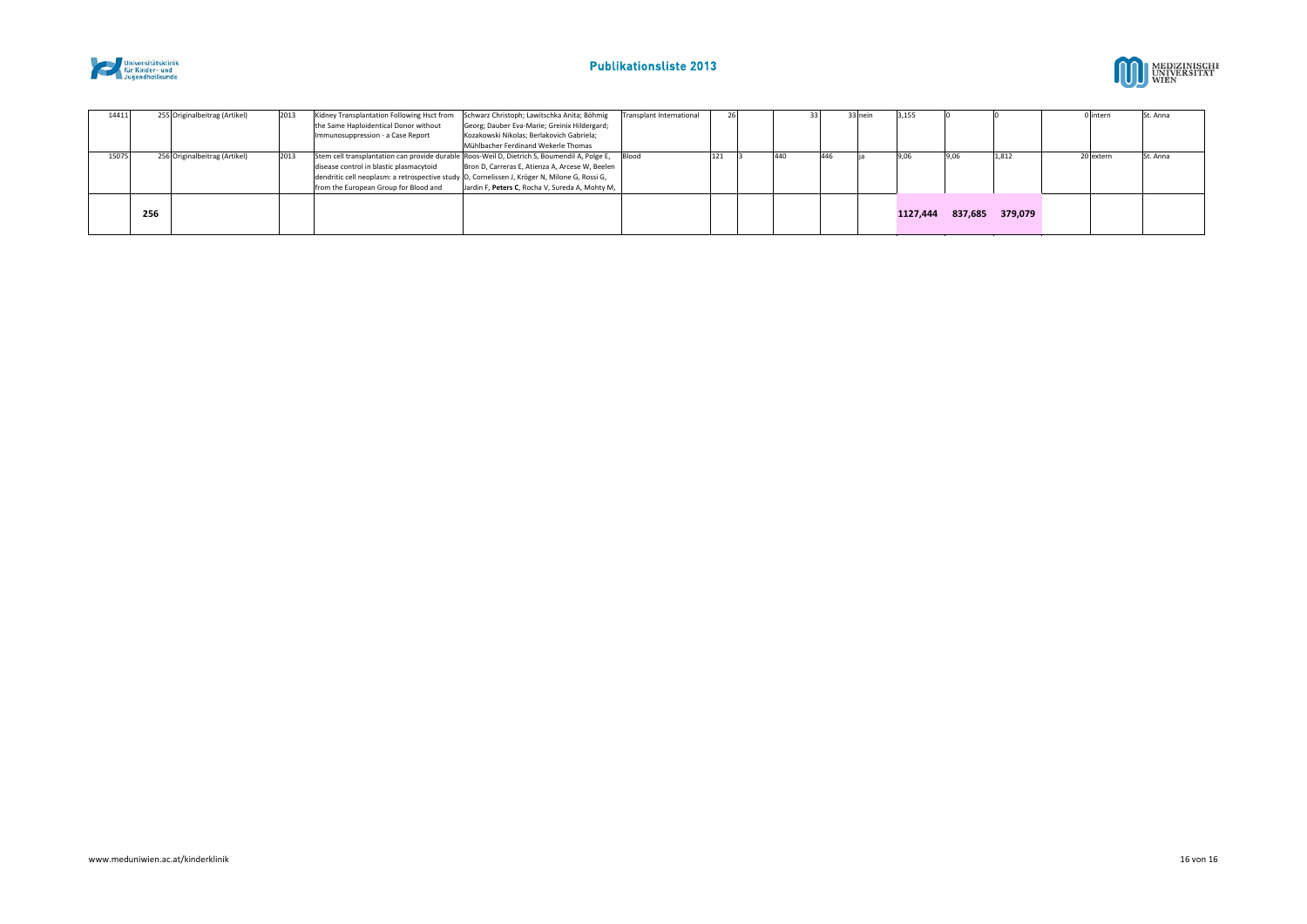# Publikationsliste 2013

| | | | | | | | | | | | | | | | | | | |
|---|---|---|---|---|---|---|---|---|---|---|---|---|---|---|---|---|---|---|
| 14411 | 255 | Originalbeitrag (Artikel) | 2013 | Kidney Transplantation Following Hsct from the Same Haploidentical Donor without Immunosuppression - a Case Report | Schwarz Christoph; Lawitschka Anita; Böhmig Georg; Dauber Eva-Marie; Greinix Hildergard; Kozakowski Nikolas; Berlakovich Gabriela; Mühlbacher Ferdinand Wekerle Thomas | Transplant International | 26 | | | 33 | 33 | nein | 3,155 | 0 | 0 | 0 | intern | St. Anna |
| 15075 | 256 | Originalbeitrag (Artikel) | 2013 | Stem cell transplantation can provide durable disease control in blastic plasmacytoid dendritic cell neoplasm: a retrospective study from the European Group for Blood and | Roos-Weil D, Dietrich S, Boumendil A, Polge E, Bron D, Carreras E, Atienza A, Arcese W, Beelen D, Cornelissen J, Kröger N, Milone G, Rossi G, Jardin F, **Peters C**, Rocha V, Sureda A, Mohty M, | Blood | 121 | 3 | | 440 | 446 | ja | 9,06 | 9,06 | 1,812 | 20 | extern | St. Anna |
| | **256** | | | | | | | | | | | | **1127,444** | **837,685** | **379,079** | | | |

www.meduniwien.ac.at/kinderklinik